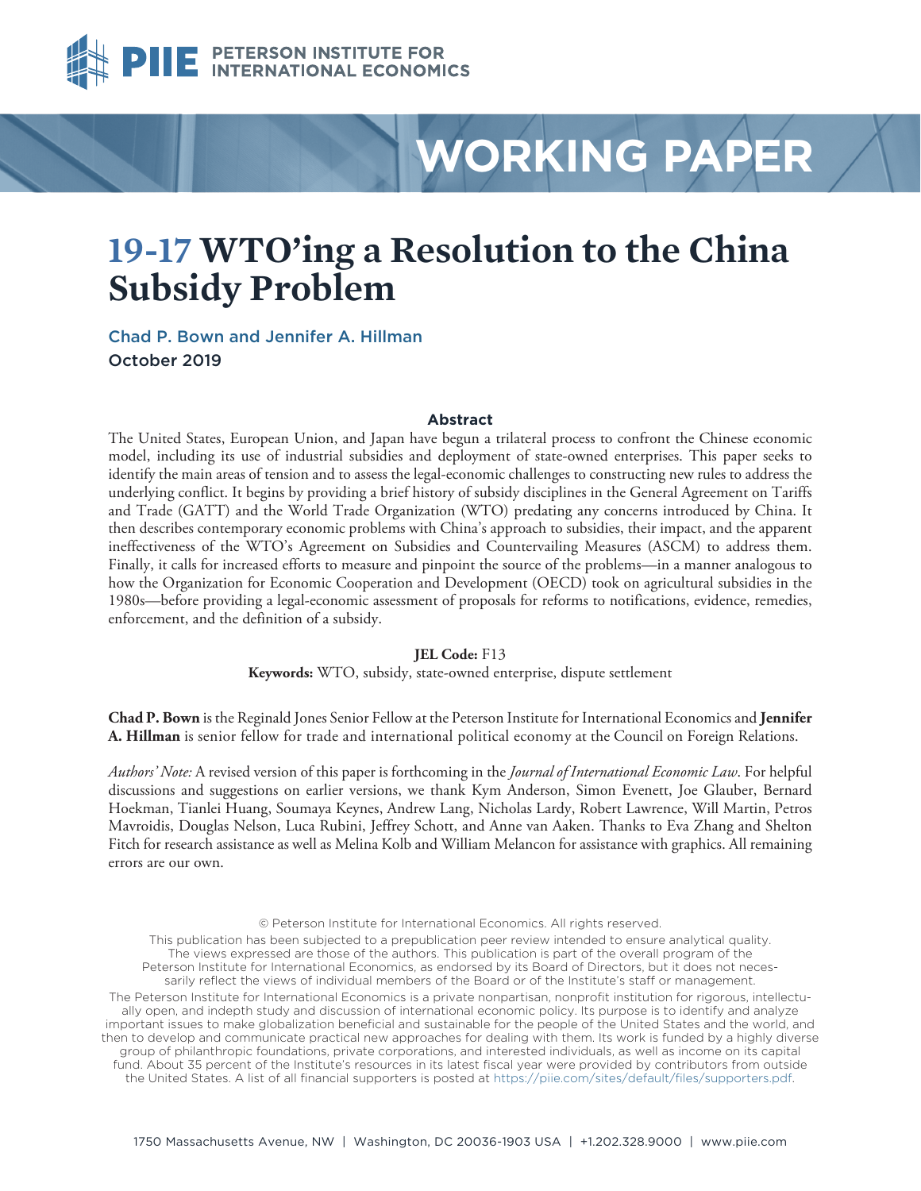PETERSON INSTITUTE FOR INTERNATIONAL ECONOMICS

WORKING PAPER

# 19-17 WTO'ing a Resolution to the China Subsidy Problem

Chad P. Bown and Jennifer A. Hillman

October 2019

## Abstract

The United States, European Union, and Japan have begun a trilateral process to confront the Chinese economic model, including its use of industrial subsidies and deployment of state-owned enterprises. This paper seeks to identify the main areas of tension and to assess the legal-economic challenges to constructing new rules to address the underlying conflict. It begins by providing a brief history of subsidy disciplines in the General Agreement on Tariffs and Trade (GATT) and the World Trade Organization (WTO) predating any concerns introduced by China. It then describes contemporary economic problems with China's approach to subsidies, their impact, and the apparent ineffectiveness of the WTO's Agreement on Subsidies and Countervailing Measures (ASCM) to address them. Finally, it calls for increased efforts to measure and pinpoint the source of the problems—in a manner analogous to how the Organization for Economic Cooperation and Development (OECD) took on agricultural subsidies in the 1980s—before providing a legal-economic assessment of proposals for reforms to notifications, evidence, remedies, enforcement, and the definition of a subsidy.

**JEL Code:** F13

**Keywords:** WTO, subsidy, state-owned enterprise, dispute settlement

**Chad P. Bown** is the Reginald Jones Senior Fellow at the Peterson Institute for International Economics and **Jennifer A. Hillman** is senior fellow for trade and international political economy at the Council on Foreign Relations.

*Authors' Note:* A revised version of this paper is forthcoming in the *Journal of International Economic Law*. For helpful discussions and suggestions on earlier versions, we thank Kym Anderson, Simon Evenett, Joe Glauber, Bernard Hoekman, Tianlei Huang, Soumaya Keynes, Andrew Lang, Nicholas Lardy, Robert Lawrence, Will Martin, Petros Mavroidis, Douglas Nelson, Luca Rubini, Jeffrey Schott, and Anne van Aaken. Thanks to Eva Zhang and Shelton Fitch for research assistance as well as Melina Kolb and William Melancon for assistance with graphics. All remaining errors are our own.

© Peterson Institute for International Economics. All rights reserved.

This publication has been subjected to a prepublication peer review intended to ensure analytical quality. The views expressed are those of the authors. This publication is part of the overall program of the Peterson Institute for International Economics, as endorsed by its Board of Directors, but it does not necessarily reflect the views of individual members of the Board or of the Institute's staff or management.

The Peterson Institute for International Economics is a private nonpartisan, nonprofit institution for rigorous, intellectually open, and indepth study and discussion of international economic policy. Its purpose is to identify and analyze important issues to make globalization beneficial and sustainable for the people of the United States and the world, and then to develop and communicate practical new approaches for dealing with them. Its work is funded by a highly diverse group of philanthropic foundations, private corporations, and interested individuals, as well as income on its capital fund. About 35 percent of the Institute's resources in its latest fiscal year were provided by contributors from outside the United States. A list of all financial supporters is posted at https://piie.com/sites/default/files/supporters.pdf.

1750 Massachusetts Avenue, NW | Washington, DC 20036-1903 USA | +1.202.328.9000 | www.piie.com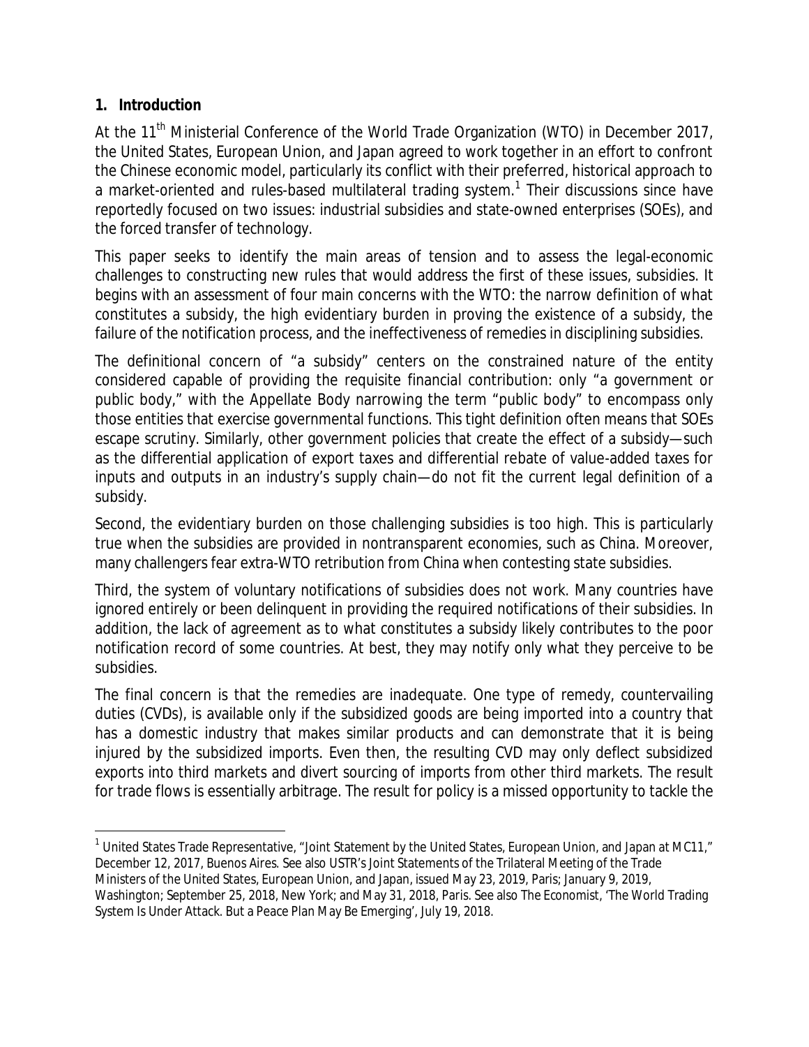## 1. Introduction

At the 11th Ministerial Conference of the World Trade Organization (WTO) in December 2017, the United States, European Union, and Japan agreed to work together in an effort to confront the Chinese economic model, particularly its conflict with their preferred, historical approach to a market-oriented and rules-based multilateral trading system.[1] Their discussions since have reportedly focused on two issues: industrial subsidies and state-owned enterprises (SOEs), and the forced transfer of technology.

This paper seeks to identify the main areas of tension and to assess the legal-economic challenges to constructing new rules that would address the first of these issues, subsidies. It begins with an assessment of four main concerns with the WTO: the narrow definition of what constitutes a subsidy, the high evidentiary burden in proving the existence of a subsidy, the failure of the notification process, and the ineffectiveness of remedies in disciplining subsidies.

The definitional concern of "a subsidy" centers on the constrained nature of the entity considered capable of providing the requisite financial contribution: only "a government or public body," with the Appellate Body narrowing the term "public body" to encompass only those entities that exercise governmental functions. This tight definition often means that SOEs escape scrutiny. Similarly, other government policies that create the effect of a subsidy—such as the differential application of export taxes and differential rebate of value-added taxes for inputs and outputs in an industry's supply chain—do not fit the current legal definition of a subsidy.

Second, the evidentiary burden on those challenging subsidies is too high. This is particularly true when the subsidies are provided in nontransparent economies, such as China. Moreover, many challengers fear extra-WTO retribution from China when contesting state subsidies.

Third, the system of voluntary notifications of subsidies does not work. Many countries have ignored entirely or been delinquent in providing the required notifications of their subsidies. In addition, the lack of agreement as to what constitutes a subsidy likely contributes to the poor notification record of some countries. At best, they may notify only what they perceive to be subsidies.

The final concern is that the remedies are inadequate. One type of remedy, countervailing duties (CVDs), is available only if the subsidized goods are being imported into a country that has a domestic industry that makes similar products and can demonstrate that it is being injured by the subsidized imports. Even then, the resulting CVD may only deflect subsidized exports into third markets and divert sourcing of imports from other third markets. The result for trade flows is essentially arbitrage. The result for policy is a missed opportunity to tackle the

---

[1] United States Trade Representative, "Joint Statement by the United States, European Union, and Japan at MC11," December 12, 2017, Buenos Aires. See also USTR's Joint Statements of the Trilateral Meeting of the Trade Ministers of the United States, European Union, and Japan, issued May 23, 2019, Paris; January 9, 2019, Washington; September 25, 2018, New York; and May 31, 2018, Paris. See also The Economist, 'The World Trading System Is Under Attack. But a Peace Plan May Be Emerging', July 19, 2018.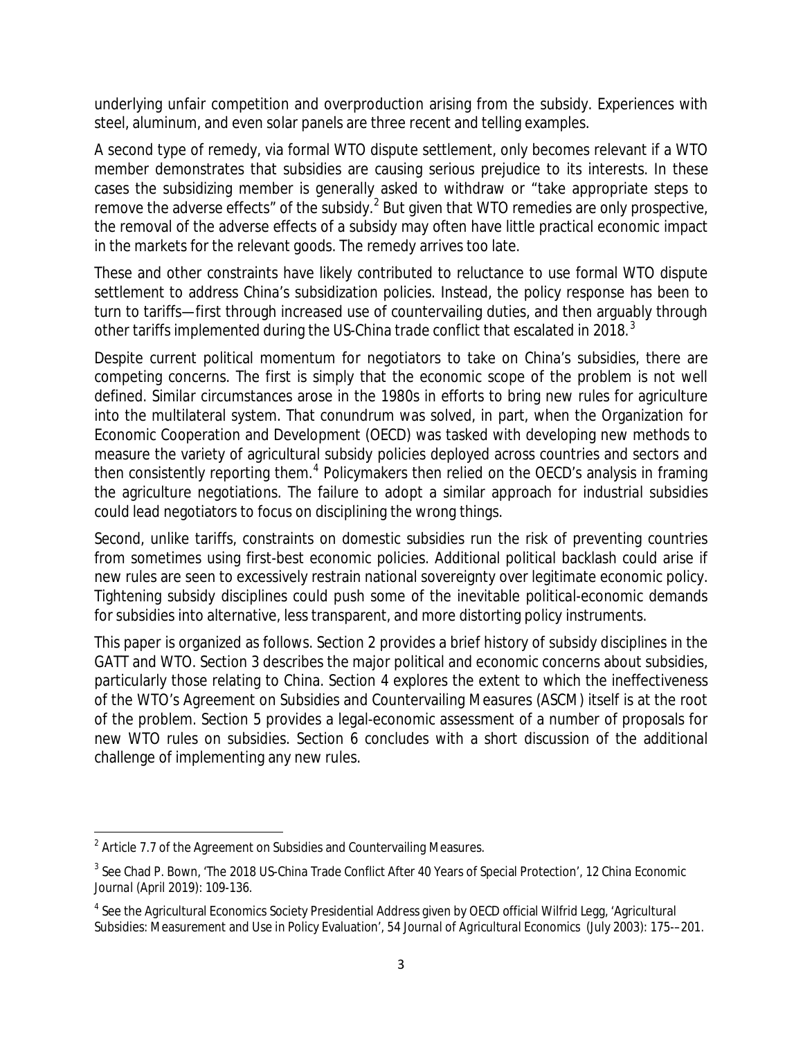underlying unfair competition and overproduction arising from the subsidy. Experiences with steel, aluminum, and even solar panels are three recent and telling examples.

A second type of remedy, via formal WTO dispute settlement, only becomes relevant if a WTO member demonstrates that subsidies are causing serious prejudice to its interests. In these cases the subsidizing member is generally asked to withdraw or "take appropriate steps to remove the adverse effects" of the subsidy.[2] But given that WTO remedies are only prospective, the removal of the adverse effects of a subsidy may often have little practical economic impact in the markets for the relevant goods. The remedy arrives too late.

These and other constraints have likely contributed to reluctance to use formal WTO dispute settlement to address China's subsidization policies. Instead, the policy response has been to turn to tariffs—first through increased use of countervailing duties, and then arguably through other tariffs implemented during the US-China trade conflict that escalated in 2018.[3]

Despite current political momentum for negotiators to take on China's subsidies, there are competing concerns. The first is simply that the economic scope of the problem is not well defined. Similar circumstances arose in the 1980s in efforts to bring new rules for agriculture into the multilateral system. That conundrum was solved, in part, when the Organization for Economic Cooperation and Development (OECD) was tasked with developing new methods to measure the variety of agricultural subsidy policies deployed across countries and sectors and then consistently reporting them.[4] Policymakers then relied on the OECD's analysis in framing the agriculture negotiations. The failure to adopt a similar approach for industrial subsidies could lead negotiators to focus on disciplining the wrong things.

Second, unlike tariffs, constraints on domestic subsidies run the risk of preventing countries from sometimes using first-best economic policies. Additional political backlash could arise if new rules are seen to excessively restrain national sovereignty over legitimate economic policy. Tightening subsidy disciplines could push some of the inevitable political-economic demands for subsidies into alternative, less transparent, and more distorting policy instruments.

This paper is organized as follows. Section 2 provides a brief history of subsidy disciplines in the GATT and WTO. Section 3 describes the major political and economic concerns about subsidies, particularly those relating to China. Section 4 explores the extent to which the ineffectiveness of the WTO's Agreement on Subsidies and Countervailing Measures (ASCM) itself is at the root of the problem. Section 5 provides a legal-economic assessment of a number of proposals for new WTO rules on subsidies. Section 6 concludes with a short discussion of the additional challenge of implementing any new rules.

---

[2] Article 7.7 of the Agreement on Subsidies and Countervailing Measures.

[3] See Chad P. Bown, 'The 2018 US-China Trade Conflict After 40 Years of Special Protection', 12 *China Economic Journal* (April 2019): 109-136.

[4] See the Agricultural Economics Society Presidential Address given by OECD official Wilfrid Legg, 'Agricultural Subsidies: Measurement and Use in Policy Evaluation', 54 *Journal of Agricultural Economics* (July 2003): 175-–201.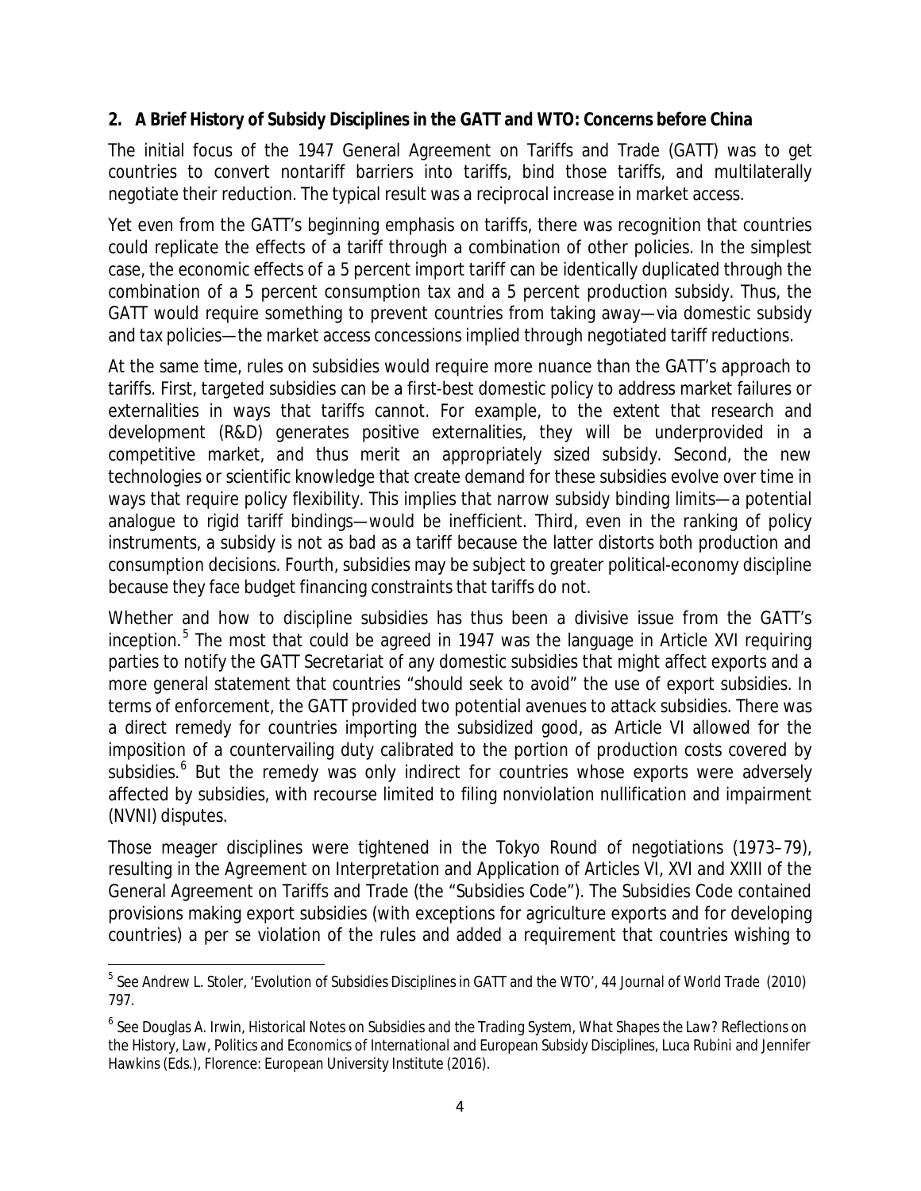## 2. A Brief History of Subsidy Disciplines in the GATT and WTO: Concerns before China

The initial focus of the 1947 General Agreement on Tariffs and Trade (GATT) was to get countries to convert nontariff barriers into tariffs, bind those tariffs, and multilaterally negotiate their reduction. The typical result was a reciprocal increase in market access.

Yet even from the GATT's beginning emphasis on tariffs, there was recognition that countries could replicate the effects of a tariff through a combination of other policies. In the simplest case, the economic effects of a 5 percent import tariff can be identically duplicated through the combination of a 5 percent consumption tax and a 5 percent production subsidy. Thus, the GATT would require something to prevent countries from taking away—via domestic subsidy and tax policies—the market access concessions implied through negotiated tariff reductions.

At the same time, rules on subsidies would require more nuance than the GATT's approach to tariffs. First, targeted subsidies can be a first-best domestic policy to address market failures or externalities in ways that tariffs cannot. For example, to the extent that research and development (R&D) generates positive externalities, they will be underprovided in a competitive market, and thus merit an appropriately sized subsidy. Second, the new technologies or scientific knowledge that create demand for these subsidies evolve over time in ways that require policy flexibility. This implies that narrow subsidy binding limits—a potential analogue to rigid tariff bindings—would be inefficient. Third, even in the ranking of policy instruments, a subsidy is not as bad as a tariff because the latter distorts both production and consumption decisions. Fourth, subsidies may be subject to greater political-economy discipline because they face budget financing constraints that tariffs do not.

Whether and how to discipline subsidies has thus been a divisive issue from the GATT's inception.[5] The most that could be agreed in 1947 was the language in Article XVI requiring parties to notify the GATT Secretariat of any domestic subsidies that might affect exports and a more general statement that countries "should seek to avoid" the use of export subsidies. In terms of enforcement, the GATT provided two potential avenues to attack subsidies. There was a direct remedy for countries importing the subsidized good, as Article VI allowed for the imposition of a countervailing duty calibrated to the portion of production costs covered by subsidies.[6] But the remedy was only indirect for countries whose exports were adversely affected by subsidies, with recourse limited to filing nonviolation nullification and impairment (NVNI) disputes.

Those meager disciplines were tightened in the Tokyo Round of negotiations (1973–79), resulting in the Agreement on Interpretation and Application of Articles VI, XVI and XXIII of the General Agreement on Tariffs and Trade (the "Subsidies Code"). The Subsidies Code contained provisions making export subsidies (with exceptions for agriculture exports and for developing countries) a per se violation of the rules and added a requirement that countries wishing to

---

[5] See Andrew L. Stoler, 'Evolution of Subsidies Disciplines in GATT and the WTO', 44 *Journal of World Trade* (2010) 797.

[6] See Douglas A. Irwin, Historical Notes on Subsidies and the Trading System, *What Shapes the Law? Reflections on the History, Law, Politics and Economics of International and European Subsidy Disciplines*, Luca Rubini and Jennifer Hawkins (Eds.), Florence: European University Institute (2016).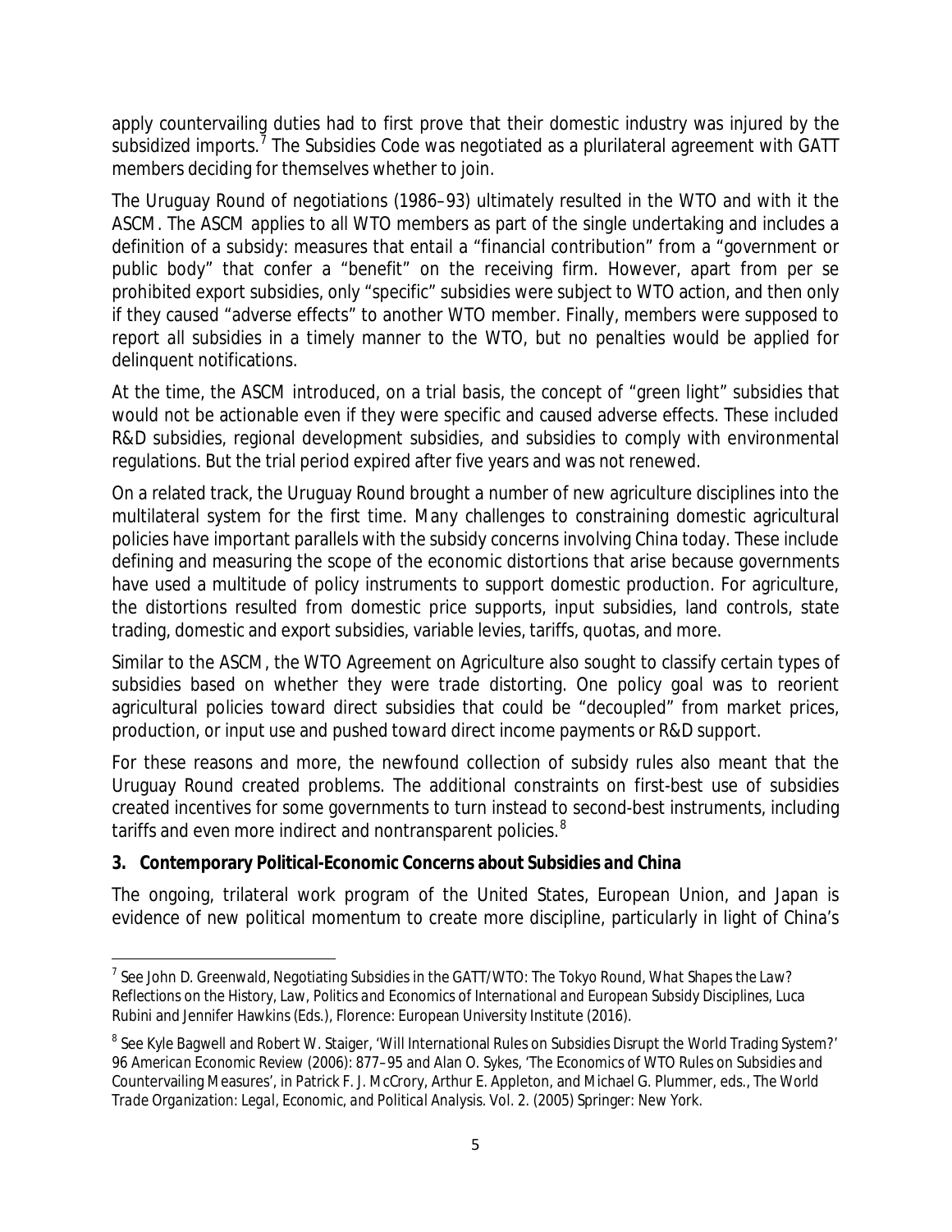apply countervailing duties had to first prove that their domestic industry was injured by the subsidized imports.[7] The Subsidies Code was negotiated as a plurilateral agreement with GATT members deciding for themselves whether to join.

The Uruguay Round of negotiations (1986–93) ultimately resulted in the WTO and with it the ASCM. The ASCM applies to all WTO members as part of the single undertaking and includes a definition of a subsidy: measures that entail a "financial contribution" from a "government or public body" that confer a "benefit" on the receiving firm. However, apart from per se prohibited export subsidies, only "specific" subsidies were subject to WTO action, and then only if they caused "adverse effects" to another WTO member. Finally, members were supposed to report all subsidies in a timely manner to the WTO, but no penalties would be applied for delinquent notifications.

At the time, the ASCM introduced, on a trial basis, the concept of "green light" subsidies that would not be actionable even if they were specific and caused adverse effects. These included R&D subsidies, regional development subsidies, and subsidies to comply with environmental regulations. But the trial period expired after five years and was not renewed.

On a related track, the Uruguay Round brought a number of new agriculture disciplines into the multilateral system for the first time. Many challenges to constraining domestic agricultural policies have important parallels with the subsidy concerns involving China today. These include defining and measuring the scope of the economic distortions that arise because governments have used a multitude of policy instruments to support domestic production. For agriculture, the distortions resulted from domestic price supports, input subsidies, land controls, state trading, domestic and export subsidies, variable levies, tariffs, quotas, and more.

Similar to the ASCM, the WTO Agreement on Agriculture also sought to classify certain types of subsidies based on whether they were trade distorting. One policy goal was to reorient agricultural policies toward direct subsidies that could be "decoupled" from market prices, production, or input use and pushed toward direct income payments or R&D support.

For these reasons and more, the newfound collection of subsidy rules also meant that the Uruguay Round created problems. The additional constraints on first-best use of subsidies created incentives for some governments to turn instead to second-best instruments, including tariffs and even more indirect and nontransparent policies.[8]

## 3. Contemporary Political-Economic Concerns about Subsidies and China

The ongoing, trilateral work program of the United States, European Union, and Japan is evidence of new political momentum to create more discipline, particularly in light of China's

---

[7] See John D. Greenwald, Negotiating Subsidies in the GATT/WTO: The Tokyo Round, *What Shapes the Law? Reflections on the History, Law, Politics and Economics of International and European Subsidy Disciplines*, Luca Rubini and Jennifer Hawkins (Eds.), Florence: European University Institute (2016).

[8] See Kyle Bagwell and Robert W. Staiger, 'Will International Rules on Subsidies Disrupt the World Trading System?' 96 *American Economic Review* (2006): 877–95 and Alan O. Sykes, 'The Economics of WTO Rules on Subsidies and Countervailing Measures', in Patrick F. J. McCrory, Arthur E. Appleton, and Michael G. Plummer, eds., *The World Trade Organization: Legal, Economic, and Political Analysis*. Vol. 2. (2005) Springer: New York.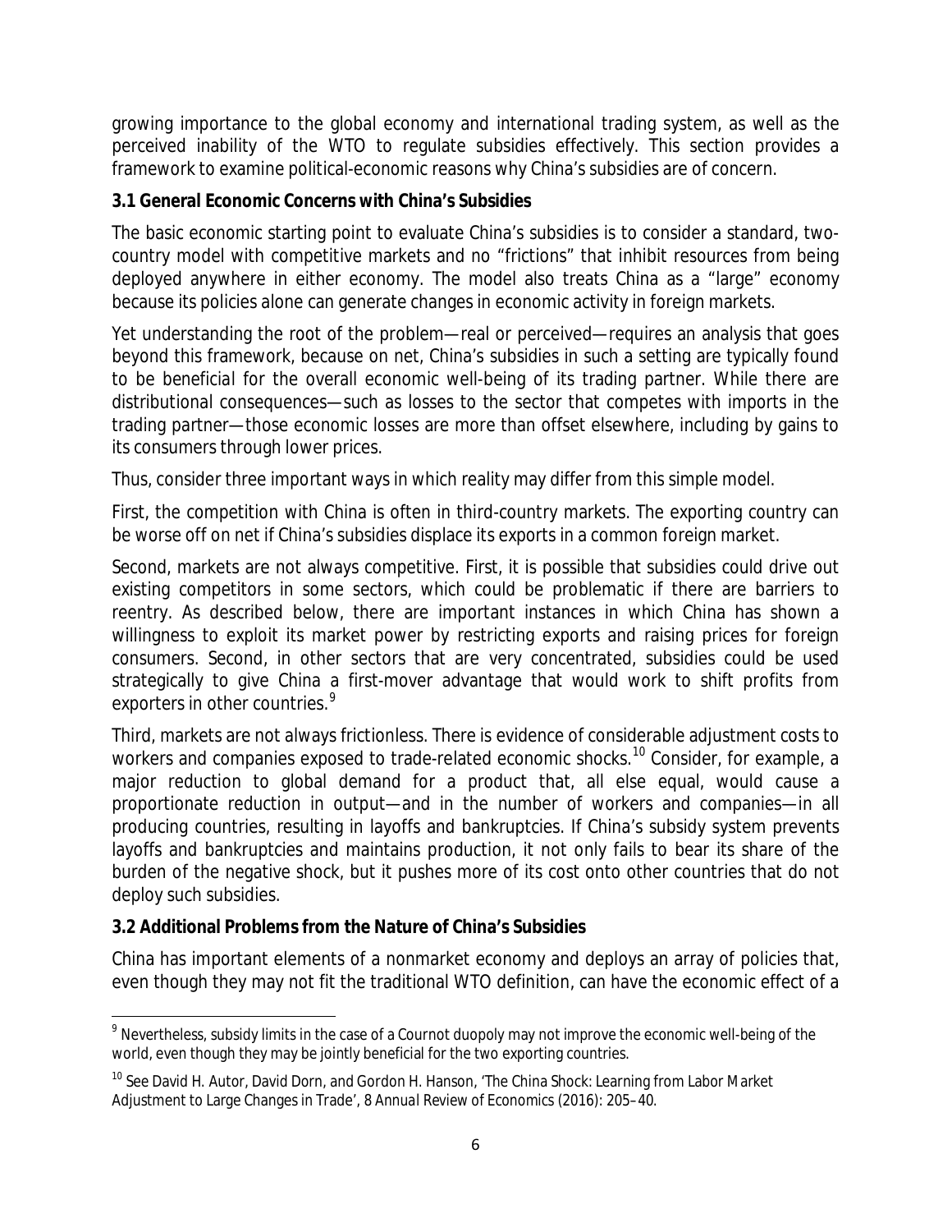growing importance to the global economy and international trading system, as well as the perceived inability of the WTO to regulate subsidies effectively. This section provides a framework to examine political-economic reasons why China's subsidies are of concern.

### 3.1 General Economic Concerns with China's Subsidies

The basic economic starting point to evaluate China's subsidies is to consider a standard, two-country model with competitive markets and no "frictions" that inhibit resources from being deployed anywhere in either economy. The model also treats China as a "large" economy because its policies alone can generate changes in economic activity in foreign markets.

Yet understanding the root of the problem—real or perceived—requires an analysis that goes beyond this framework, because on net, China's subsidies in such a setting are typically found to be beneficial for the overall economic well-being of its trading partner. While there are distributional consequences—such as losses to the sector that competes with imports in the trading partner—those economic losses are more than offset elsewhere, including by gains to its consumers through lower prices.

Thus, consider three important ways in which reality may differ from this simple model.

First, the competition with China is often in third-country markets. The exporting country can be worse off on net if China's subsidies displace its exports in a common foreign market.

Second, markets are not always competitive. First, it is possible that subsidies could drive out existing competitors in some sectors, which could be problematic if there are barriers to reentry. As described below, there are important instances in which China has shown a willingness to exploit its market power by restricting exports and raising prices for foreign consumers. Second, in other sectors that are very concentrated, subsidies could be used strategically to give China a first-mover advantage that would work to shift profits from exporters in other countries.[9]

Third, markets are not always frictionless. There is evidence of considerable adjustment costs to workers and companies exposed to trade-related economic shocks.[10] Consider, for example, a major reduction to global demand for a product that, all else equal, would cause a proportionate reduction in output—and in the number of workers and companies—in all producing countries, resulting in layoffs and bankruptcies. If China's subsidy system prevents layoffs and bankruptcies and maintains production, it not only fails to bear its share of the burden of the negative shock, but it pushes more of its cost onto other countries that do not deploy such subsidies.

### 3.2 Additional Problems from the Nature of China's Subsidies

China has important elements of a nonmarket economy and deploys an array of policies that, even though they may not fit the traditional WTO definition, can have the economic effect of a

---

[9] Nevertheless, subsidy limits in the case of a Cournot duopoly may not improve the economic well-being of the world, even though they may be jointly beneficial for the two exporting countries.

[10] See David H. Autor, David Dorn, and Gordon H. Hanson, 'The China Shock: Learning from Labor Market Adjustment to Large Changes in Trade', 8 *Annual Review of Economics* (2016): 205–40.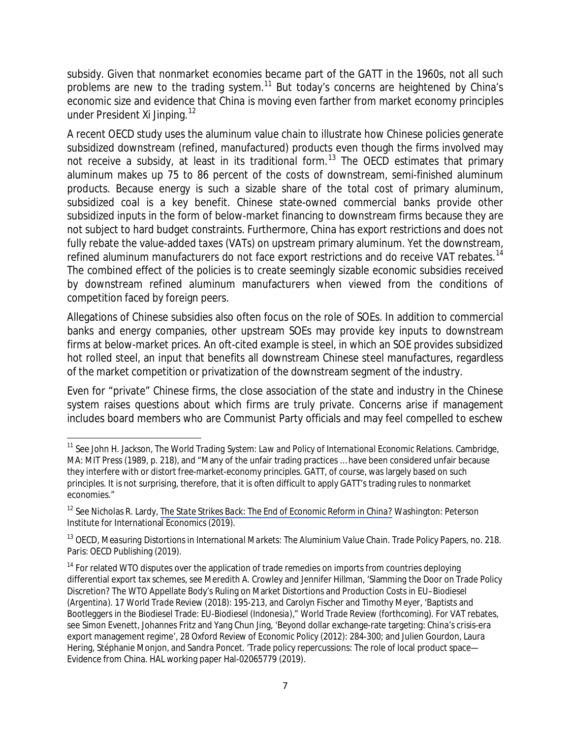subsidy. Given that nonmarket economies became part of the GATT in the 1960s, not all such problems are new to the trading system.[11] But today's concerns are heightened by China's economic size and evidence that China is moving even farther from market economy principles under President Xi Jinping.[12]

A recent OECD study uses the aluminum value chain to illustrate how Chinese policies generate subsidized downstream (refined, manufactured) products even though the firms involved may not receive a subsidy, at least in its traditional form.[13] The OECD estimates that primary aluminum makes up 75 to 86 percent of the costs of downstream, semi-finished aluminum products. Because energy is such a sizable share of the total cost of primary aluminum, subsidized coal is a key benefit. Chinese state-owned commercial banks provide other subsidized inputs in the form of below-market financing to downstream firms because they are not subject to hard budget constraints. Furthermore, China has export restrictions and does not fully rebate the value-added taxes (VATs) on upstream primary aluminum. Yet the downstream, refined aluminum manufacturers do not face export restrictions and do receive VAT rebates.[14] The combined effect of the policies is to create seemingly sizable economic subsidies received by downstream refined aluminum manufacturers when viewed from the conditions of competition faced by foreign peers.

Allegations of Chinese subsidies also often focus on the role of SOEs. In addition to commercial banks and energy companies, other upstream SOEs may provide key inputs to downstream firms at below-market prices. An oft-cited example is steel, in which an SOE provides subsidized hot rolled steel, an input that benefits all downstream Chinese steel manufactures, regardless of the market competition or privatization of the downstream segment of the industry.

Even for "private" Chinese firms, the close association of the state and industry in the Chinese system raises questions about which firms are truly private. Concerns arise if management includes board members who are Communist Party officials and may feel compelled to eschew

---

[11] See John H. Jackson, *The World Trading System: Law and Policy of International Economic Relations*. Cambridge, MA: MIT Press (1989, p. 218), and "Many of the unfair trading practices … have been considered unfair because they interfere with or distort free-market-economy principles. GATT, of course, was largely based on such principles. It is not surprising, therefore, that it is often difficult to apply GATT's trading rules to nonmarket economies."

[12] See Nicholas R. Lardy, *The State Strikes Back: The End of Economic Reform in China?* Washington: Peterson Institute for International Economics (2019).

[13] OECD, *Measuring Distortions in International Markets: The Aluminium Value Chain*. Trade Policy Papers, no. 218. Paris: OECD Publishing (2019).

[14] For related WTO disputes over the application of trade remedies on imports from countries deploying differential export tax schemes, see Meredith A. Crowley and Jennifer Hillman, 'Slamming the Door on Trade Policy Discretion? The WTO Appellate Body's Ruling on Market Distortions and Production Costs in EU–Biodiesel (Argentina). 17 *World Trade Review* (2018): 195-213, and Carolyn Fischer and Timothy Meyer, 'Baptists and Bootleggers in the Biodiesel Trade: EU-Biodiesel (Indonesia)," *World Trade Review* (forthcoming). For VAT rebates, see Simon Evenett, Johannes Fritz and Yang Chun Jing, 'Beyond dollar exchange-rate targeting: China's crisis-era export management regime', 28 *Oxford Review of Economic Policy* (2012): 284-300; and Julien Gourdon, Laura Hering, Stéphanie Monjon, and Sandra Poncet. 'Trade policy repercussions: The role of local product space—Evidence from China. HAL working paper Hal-02065779 (2019).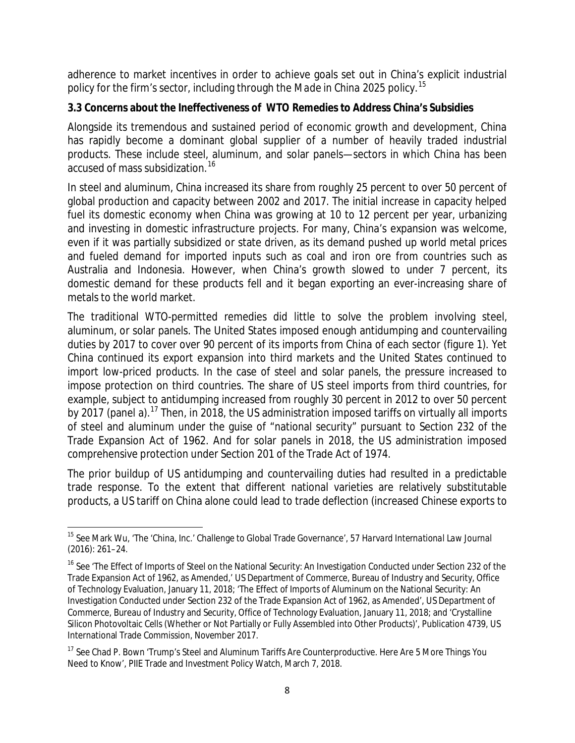adherence to market incentives in order to achieve goals set out in China's explicit industrial policy for the firm's sector, including through the *Made in China 2025* policy.[15]

### 3.3 Concerns about the Ineffectiveness of WTO Remedies to Address China's Subsidies

Alongside its tremendous and sustained period of economic growth and development, China has rapidly become a dominant global supplier of a number of heavily traded industrial products. These include steel, aluminum, and solar panels—sectors in which China has been accused of mass subsidization.[16]

In steel and aluminum, China increased its share from roughly 25 percent to over 50 percent of global production and capacity between 2002 and 2017. The initial increase in capacity helped fuel its domestic economy when China was growing at 10 to 12 percent per year, urbanizing and investing in domestic infrastructure projects. For many, China's expansion was welcome, even if it was partially subsidized or state driven, as its demand pushed up world metal prices and fueled demand for imported inputs such as coal and iron ore from countries such as Australia and Indonesia. However, when China's growth slowed to under 7 percent, its domestic demand for these products fell and it began exporting an ever-increasing share of metals to the world market.

The traditional WTO-permitted remedies did little to solve the problem involving steel, aluminum, or solar panels. The United States imposed enough antidumping and countervailing duties by 2017 to cover over 90 percent of its imports from China of each sector (figure 1). Yet China continued its export expansion into third markets and the United States continued to import low-priced products. In the case of steel and solar panels, the pressure increased to impose protection on third countries. The share of US steel imports from third countries, for example, subject to antidumping increased from roughly 30 percent in 2012 to over 50 percent by 2017 (panel a).[17] Then, in 2018, the US administration imposed tariffs on virtually all imports of steel and aluminum under the guise of "national security" pursuant to Section 232 of the Trade Expansion Act of 1962. And for solar panels in 2018, the US administration imposed comprehensive protection under Section 201 of the Trade Act of 1974.

The prior buildup of US antidumping and countervailing duties had resulted in a predictable trade response. To the extent that different national varieties are relatively substitutable products, a US tariff on China alone could lead to trade deflection (increased Chinese exports to

---

[15] See Mark Wu, 'The 'China, Inc.' Challenge to Global Trade Governance', 57 *Harvard International Law Journal* (2016): 261–24.

[16] See 'The Effect of Imports of Steel on the National Security: An Investigation Conducted under Section 232 of the Trade Expansion Act of 1962, as Amended,' US Department of Commerce, Bureau of Industry and Security, Office of Technology Evaluation, January 11, 2018; 'The Effect of Imports of Aluminum on the National Security: An Investigation Conducted under Section 232 of the Trade Expansion Act of 1962, as Amended', US Department of Commerce, Bureau of Industry and Security, Office of Technology Evaluation, January 11, 2018; and 'Crystalline Silicon Photovoltaic Cells (Whether or Not Partially or Fully Assembled into Other Products)', Publication 4739, US International Trade Commission, November 2017.

[17] See Chad P. Bown 'Trump's Steel and Aluminum Tariffs Are Counterproductive. Here Are 5 More Things You Need to Know', PIIE Trade and Investment Policy Watch, March 7, 2018.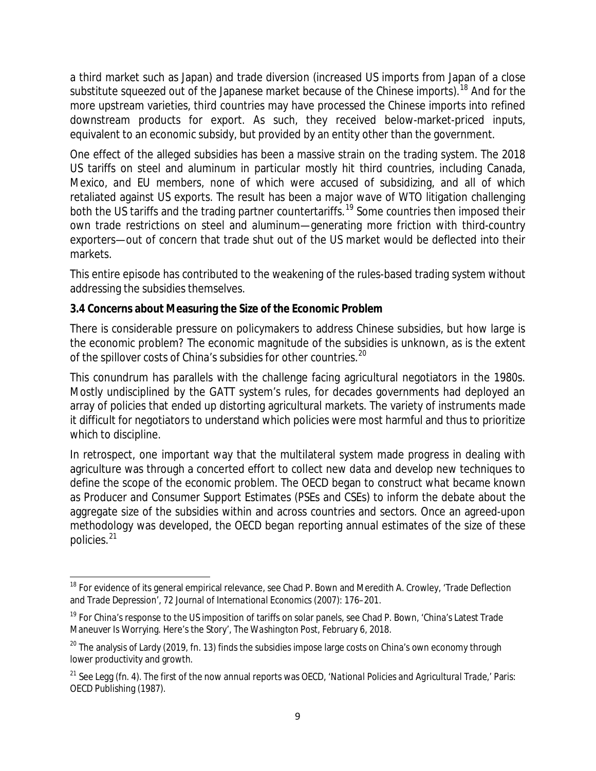a third market such as Japan) and trade diversion (increased US imports from Japan of a close substitute squeezed out of the Japanese market because of the Chinese imports).[18] And for the more upstream varieties, third countries may have processed the Chinese imports into refined downstream products for export. As such, they received below-market-priced inputs, equivalent to an economic subsidy, but provided by an entity other than the government.

One effect of the alleged subsidies has been a massive strain on the trading system. The 2018 US tariffs on steel and aluminum in particular mostly hit third countries, including Canada, Mexico, and EU members, none of which were accused of subsidizing, and all of which retaliated against US exports. The result has been a major wave of WTO litigation challenging both the US tariffs and the trading partner countertariffs.[19] Some countries then imposed their own trade restrictions on steel and aluminum—generating more friction with third-country exporters—out of concern that trade shut out of the US market would be deflected into their markets.

This entire episode has contributed to the weakening of the rules-based trading system without addressing the subsidies themselves.

### 3.4 Concerns about Measuring the Size of the Economic Problem

There is considerable pressure on policymakers to address Chinese subsidies, but how large is the economic problem? The economic magnitude of the subsidies is unknown, as is the extent of the spillover costs of China's subsidies for other countries.[20]

This conundrum has parallels with the challenge facing agricultural negotiators in the 1980s. Mostly undisciplined by the GATT system's rules, for decades governments had deployed an array of policies that ended up distorting agricultural markets. The variety of instruments made it difficult for negotiators to understand which policies were most harmful and thus to prioritize which to discipline.

In retrospect, one important way that the multilateral system made progress in dealing with agriculture was through a concerted effort to collect new data and develop new techniques to define the scope of the economic problem. The OECD began to construct what became known as Producer and Consumer Support Estimates (PSEs and CSEs) to inform the debate about the aggregate size of the subsidies within and across countries and sectors. Once an agreed-upon methodology was developed, the OECD began reporting annual estimates of the size of these policies.[21]

---

[18] For evidence of its general empirical relevance, see Chad P. Bown and Meredith A. Crowley, 'Trade Deflection and Trade Depression', 72 *Journal of International Economics* (2007): 176–201.

[19] For China's response to the US imposition of tariffs on solar panels, see Chad P. Bown, 'China's Latest Trade Maneuver Is Worrying. Here's the Story', *The Washington Post*, February 6, 2018.

[20] The analysis of Lardy (2019, fn. 13) finds the subsidies impose large costs on China's own economy through lower productivity and growth.

[21] See Legg (fn. 4). The first of the now annual reports was OECD, '*National Policies and Agricultural Trade*,' Paris: OECD Publishing (1987).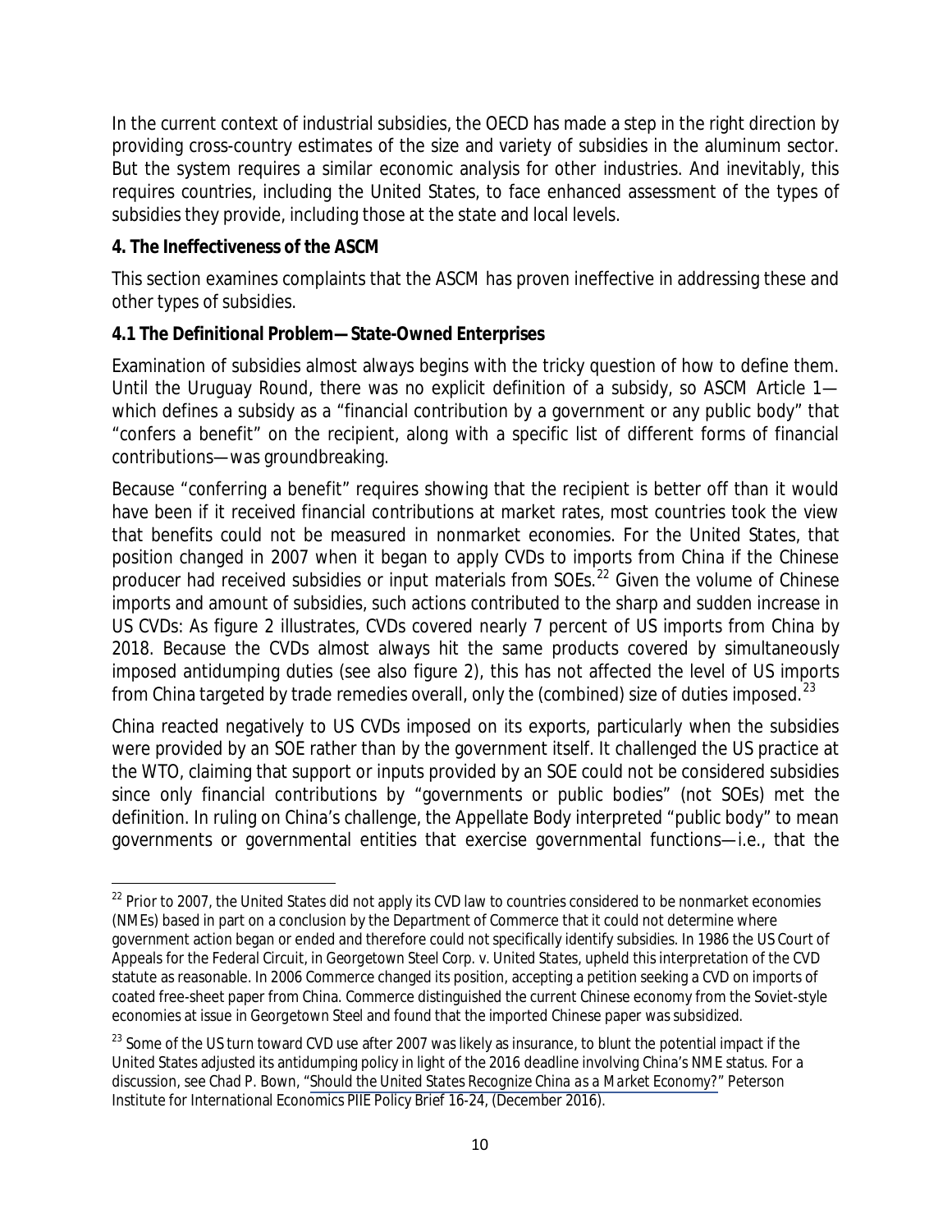In the current context of industrial subsidies, the OECD has made a step in the right direction by providing cross-country estimates of the size and variety of subsidies in the aluminum sector. But the system requires a similar economic analysis for other industries. And inevitably, this requires countries, including the United States, to face enhanced assessment of the types of subsidies they provide, including those at the state and local levels.

## 4. The Ineffectiveness of the ASCM

This section examines complaints that the ASCM has proven ineffective in addressing these and other types of subsidies.

### 4.1 The Definitional Problem—State-Owned Enterprises

Examination of subsidies almost always begins with the tricky question of how to define them. Until the Uruguay Round, there was no explicit definition of a subsidy, so ASCM Article 1—which defines a subsidy as a "financial contribution by a government or any public body" that "confers a benefit" on the recipient, along with a specific list of different forms of financial contributions—was groundbreaking.

Because "conferring a benefit" requires showing that the recipient is better off than it would have been if it received financial contributions at market rates, most countries took the view that benefits could not be measured in nonmarket economies. For the United States, that position changed in 2007 when it began to apply CVDs to imports from China if the Chinese producer had received subsidies or input materials from SOEs.[22] Given the volume of Chinese imports and amount of subsidies, such actions contributed to the sharp and sudden increase in US CVDs: As figure 2 illustrates, CVDs covered nearly 7 percent of US imports from China by 2018. Because the CVDs almost always hit the same products covered by simultaneously imposed antidumping duties (see also figure 2), this has not affected the level of US imports from China targeted by trade remedies overall, only the (combined) size of duties imposed.[23]

China reacted negatively to US CVDs imposed on its exports, particularly when the subsidies were provided by an SOE rather than by the government itself. It challenged the US practice at the WTO, claiming that support or inputs provided by an SOE could not be considered subsidies since only financial contributions by "governments or public bodies" (not SOEs) met the definition. In ruling on China's challenge, the Appellate Body interpreted "public body" to mean governments or governmental entities that exercise governmental functions—i.e., that the

---

[22] Prior to 2007, the United States did not apply its CVD law to countries considered to be nonmarket economies (NMEs) based in part on a conclusion by the Department of Commerce that it could not determine where government action began or ended and therefore could not specifically identify subsidies. In 1986 the US Court of Appeals for the Federal Circuit, in *Georgetown Steel Corp. v. United States*, upheld this interpretation of the CVD statute as reasonable. In 2006 Commerce changed its position, accepting a petition seeking a CVD on imports of coated free-sheet paper from China. Commerce distinguished the current Chinese economy from the Soviet-style economies at issue in *Georgetown Steel* and found that the imported Chinese paper was subsidized.

[23] Some of the US turn toward CVD use after 2007 was likely as insurance, to blunt the potential impact if the United States adjusted its antidumping policy in light of the 2016 deadline involving China's NME status. For a discussion, see Chad P. Bown, "*Should the United States Recognize China as a Market Economy?*" Peterson Institute for International Economics PIIE Policy Brief 16-24, (December 2016).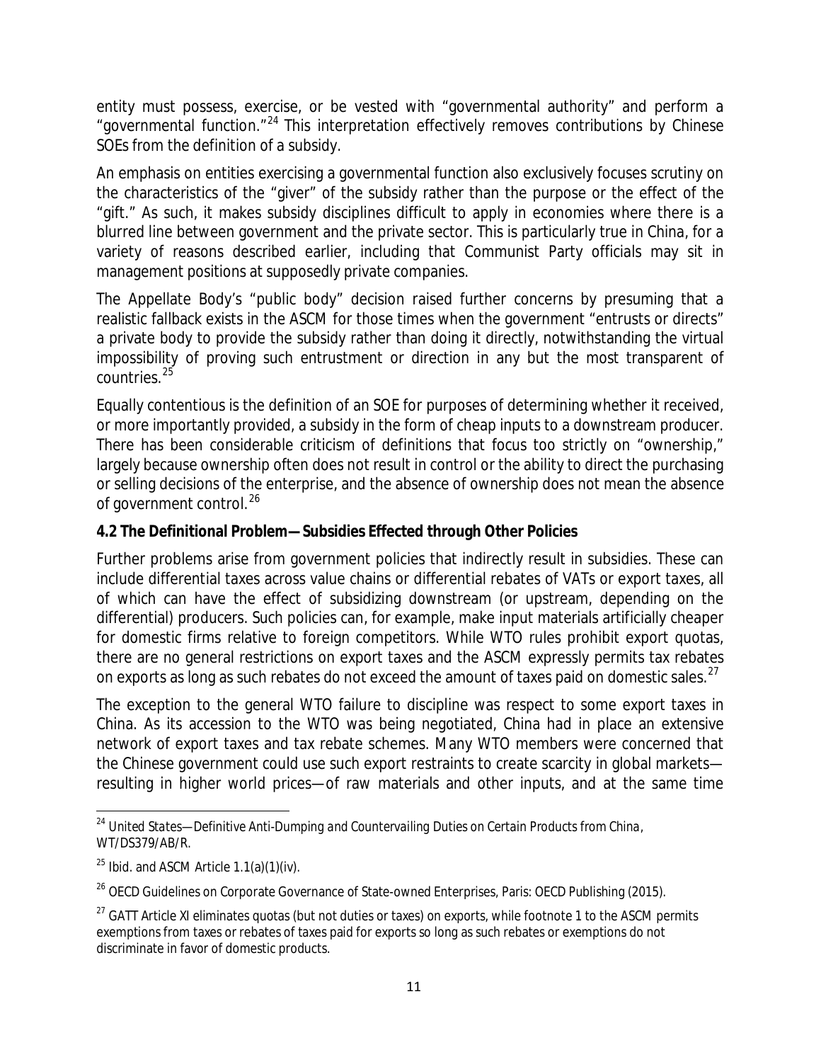entity must possess, exercise, or be vested with "governmental authority" and perform a "governmental function."[24] This interpretation effectively removes contributions by Chinese SOEs from the definition of a subsidy.

An emphasis on entities exercising a governmental function also exclusively focuses scrutiny on the characteristics of the "giver" of the subsidy rather than the purpose or the effect of the "gift." As such, it makes subsidy disciplines difficult to apply in economies where there is a blurred line between government and the private sector. This is particularly true in China, for a variety of reasons described earlier, including that Communist Party officials may sit in management positions at supposedly private companies.

The Appellate Body's "public body" decision raised further concerns by presuming that a realistic fallback exists in the ASCM for those times when the government "entrusts or directs" a private body to provide the subsidy rather than doing it directly, notwithstanding the virtual impossibility of proving such entrustment or direction in any but the most transparent of countries.[25]

Equally contentious is the definition of an SOE for purposes of determining whether it received, or more importantly provided, a subsidy in the form of cheap inputs to a downstream producer. There has been considerable criticism of definitions that focus too strictly on "ownership," largely because ownership often does not result in control or the ability to direct the purchasing or selling decisions of the enterprise, and the absence of ownership does not mean the absence of government control.[26]

### 4.2 The Definitional Problem—Subsidies Effected through Other Policies

Further problems arise from government policies that indirectly result in subsidies. These can include differential taxes across value chains or differential rebates of VATs or export taxes, all of which can have the effect of subsidizing downstream (or upstream, depending on the differential) producers. Such policies can, for example, make input materials artificially cheaper for domestic firms relative to foreign competitors. While WTO rules prohibit export quotas, there are no general restrictions on export taxes and the ASCM expressly permits tax rebates on exports as long as such rebates do not exceed the amount of taxes paid on domestic sales.[27]

The exception to the general WTO failure to discipline was respect to some export taxes in China. As its accession to the WTO was being negotiated, China had in place an extensive network of export taxes and tax rebate schemes. Many WTO members were concerned that the Chinese government could use such export restraints to create scarcity in global markets—resulting in higher world prices—of raw materials and other inputs, and at the same time

---

[24] *United States—Definitive Anti-Dumping and Countervailing Duties on Certain Products from China*, WT/DS379/AB/R.

[25] Ibid. and ASCM Article 1.1(a)(1)(iv).

[26] OECD Guidelines on Corporate Governance of State-owned Enterprises, Paris: OECD Publishing (2015).

[27] GATT Article XI eliminates quotas (but not duties or taxes) on exports, while footnote 1 to the ASCM permits exemptions from taxes or rebates of taxes paid for exports so long as such rebates or exemptions do not discriminate in favor of domestic products.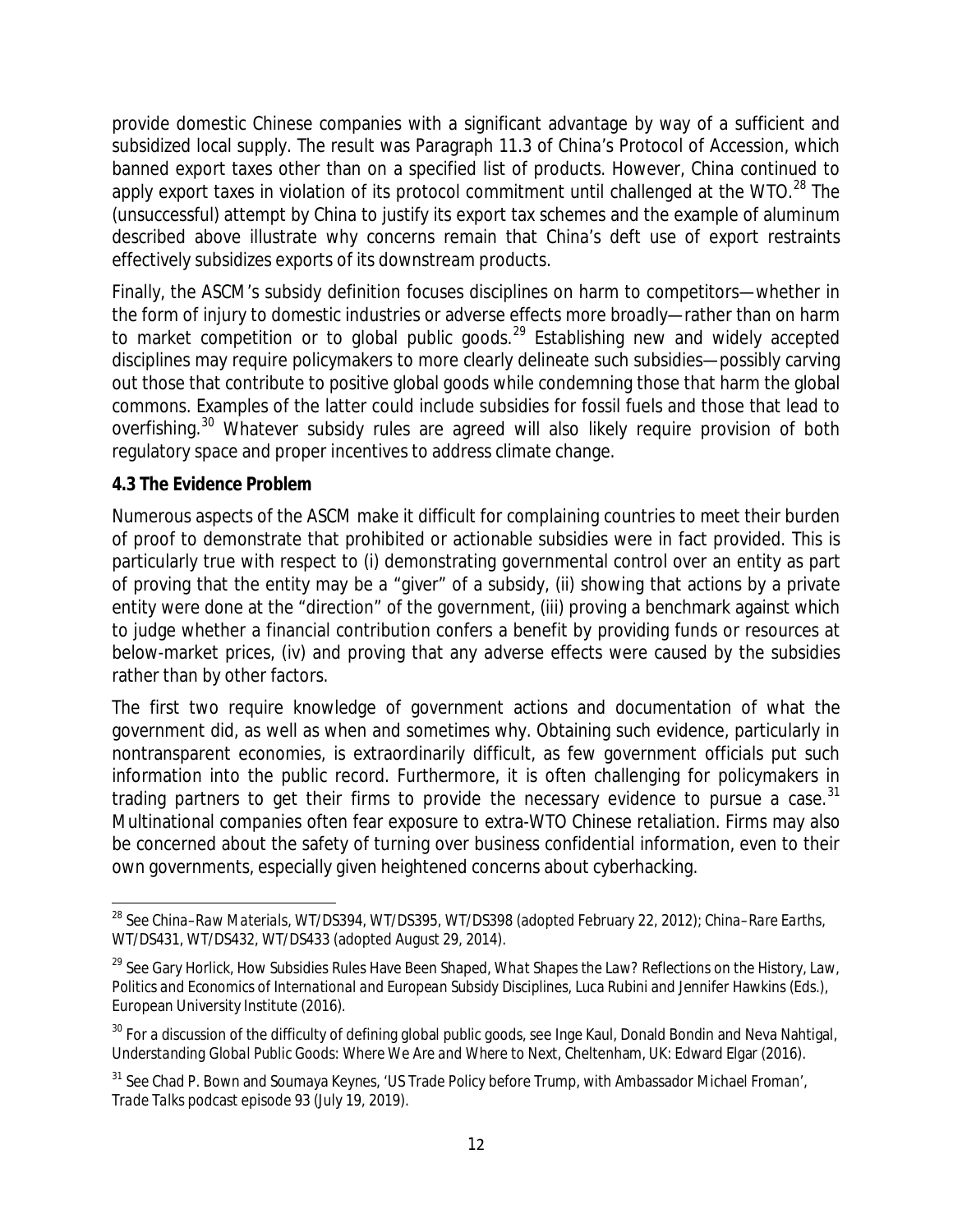provide domestic Chinese companies with a significant advantage by way of a sufficient and subsidized local supply. The result was Paragraph 11.3 of China's Protocol of Accession, which banned export taxes other than on a specified list of products. However, China continued to apply export taxes in violation of its protocol commitment until challenged at the WTO.[28] The (unsuccessful) attempt by China to justify its export tax schemes and the example of aluminum described above illustrate why concerns remain that China's deft use of export restraints effectively subsidizes exports of its downstream products.

Finally, the ASCM's subsidy definition focuses disciplines on harm to competitors—whether in the form of injury to domestic industries or adverse effects more broadly—rather than on harm to market competition or to global public goods.[29] Establishing new and widely accepted disciplines may require policymakers to more clearly delineate such subsidies—possibly carving out those that contribute to positive global goods while condemning those that harm the global commons. Examples of the latter could include subsidies for fossil fuels and those that lead to overfishing.[30] Whatever subsidy rules are agreed will also likely require provision of both regulatory space and proper incentives to address climate change.

### 4.3 The Evidence Problem

Numerous aspects of the ASCM make it difficult for complaining countries to meet their burden of proof to demonstrate that prohibited or actionable subsidies were in fact provided. This is particularly true with respect to (i) demonstrating governmental control over an entity as part of proving that the entity may be a "giver" of a subsidy, (ii) showing that actions by a private entity were done at the "direction" of the government, (iii) proving a benchmark against which to judge whether a financial contribution confers a benefit by providing funds or resources at below-market prices, (iv) and proving that any adverse effects were caused by the subsidies rather than by other factors.

The first two require knowledge of government actions and documentation of what the government did, as well as when and sometimes why. Obtaining such evidence, particularly in nontransparent economies, is extraordinarily difficult, as few government officials put such information into the public record. Furthermore, it is often challenging for policymakers in trading partners to get their firms to provide the necessary evidence to pursue a case.[31] Multinational companies often fear exposure to extra-WTO Chinese retaliation. Firms may also be concerned about the safety of turning over business confidential information, even to their own governments, especially given heightened concerns about cyberhacking.

---

[28] See *China–Raw Materials*, WT/DS394, WT/DS395, WT/DS398 (adopted February 22, 2012); *China–Rare Earths*, WT/DS431, WT/DS432, WT/DS433 (adopted August 29, 2014).

[29] See Gary Horlick, How Subsidies Rules Have Been Shaped, *What Shapes the Law? Reflections on the History, Law, Politics and Economics of International and European Subsidy Disciplines*, Luca Rubini and Jennifer Hawkins (Eds.), European University Institute (2016).

[30] For a discussion of the difficulty of defining global public goods, see Inge Kaul, Donald Bondin and Neva Nahtigal, *Understanding Global Public Goods: Where We Are and Where to Next*, Cheltenham, UK: Edward Elgar (2016).

[31] See Chad P. Bown and Soumaya Keynes, 'US Trade Policy before Trump, with Ambassador Michael Froman', *Trade Talks* podcast episode 93 (July 19, 2019).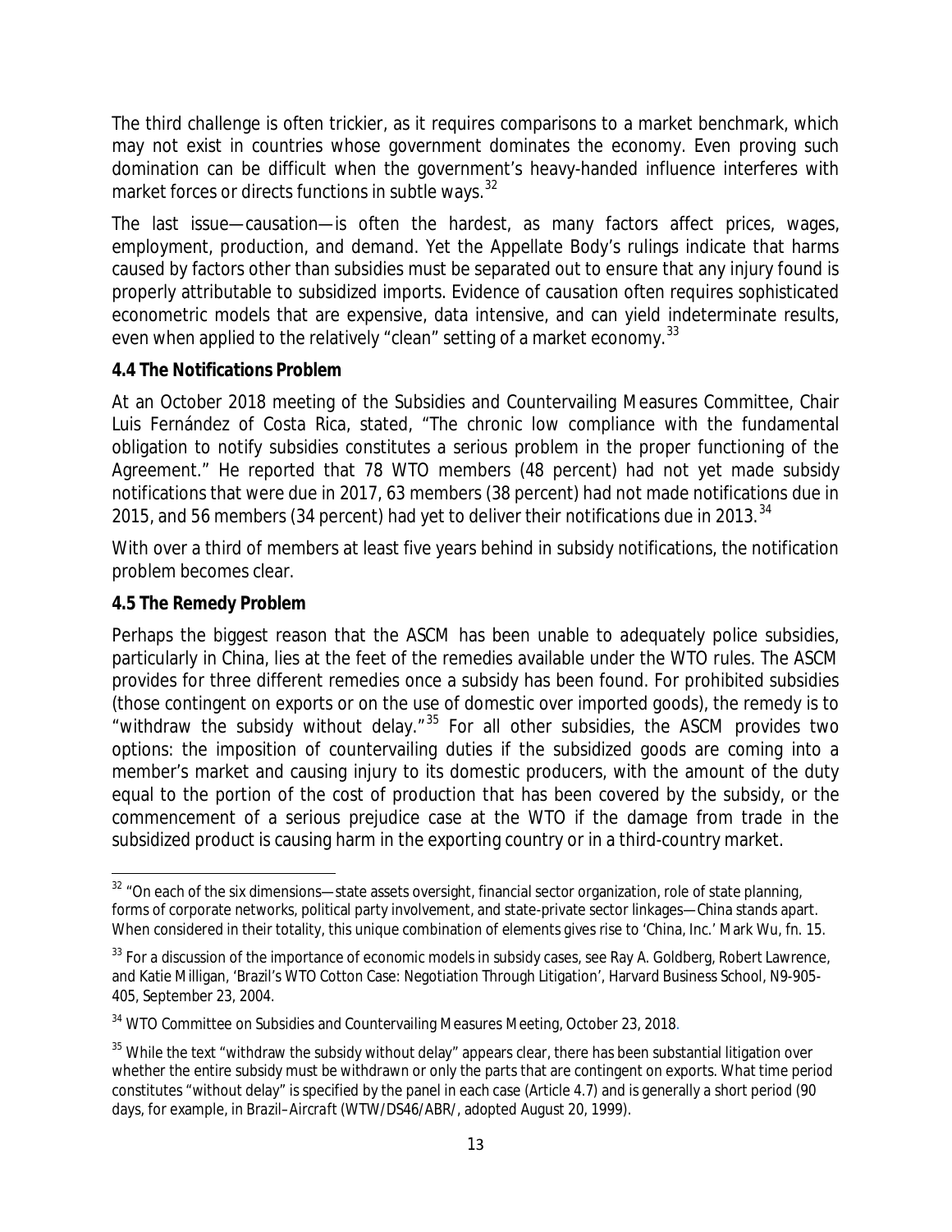The third challenge is often trickier, as it requires comparisons to a market benchmark, which may not exist in countries whose government dominates the economy. Even proving such domination can be difficult when the government's heavy-handed influence interferes with market forces or directs functions in subtle ways.[32]

The last issue—causation—is often the hardest, as many factors affect prices, wages, employment, production, and demand. Yet the Appellate Body's rulings indicate that harms caused by factors other than subsidies must be separated out to ensure that any injury found is properly attributable to subsidized imports. Evidence of causation often requires sophisticated econometric models that are expensive, data intensive, and can yield indeterminate results, even when applied to the relatively "clean" setting of a market economy.[33]

### 4.4 The Notifications Problem

At an October 2018 meeting of the Subsidies and Countervailing Measures Committee, Chair Luis Fernández of Costa Rica, stated, "The chronic low compliance with the fundamental obligation to notify subsidies constitutes a serious problem in the proper functioning of the Agreement." He reported that 78 WTO members (48 percent) had not yet made subsidy notifications that were due in 2017, 63 members (38 percent) had not made notifications due in 2015, and 56 members (34 percent) had yet to deliver their notifications due in 2013.[34]

With over a third of members at least five years behind in subsidy notifications, the notification problem becomes clear.

### 4.5 The Remedy Problem

Perhaps the biggest reason that the ASCM has been unable to adequately police subsidies, particularly in China, lies at the feet of the remedies available under the WTO rules. The ASCM provides for three different remedies once a subsidy has been found. For prohibited subsidies (those contingent on exports or on the use of domestic over imported goods), the remedy is to "withdraw the subsidy without delay."[35] For all other subsidies, the ASCM provides two options: the imposition of countervailing duties if the subsidized goods are coming into a member's market and causing injury to its domestic producers, with the amount of the duty equal to the portion of the cost of production that has been covered by the subsidy, or the commencement of a serious prejudice case at the WTO if the damage from trade in the subsidized product is causing harm in the exporting country or in a third-country market.

---

[32] "On each of the six dimensions—state assets oversight, financial sector organization, role of state planning, forms of corporate networks, political party involvement, and state-private sector linkages—China stands apart. When considered in their totality, this unique combination of elements gives rise to 'China, Inc.' Mark Wu, fn. 15.

[33] For a discussion of the importance of economic models in subsidy cases, see Ray A. Goldberg, Robert Lawrence, and Katie Milligan, 'Brazil's WTO Cotton Case: Negotiation Through Litigation', Harvard Business School, N9-905-405, September 23, 2004.

[34] WTO Committee on Subsidies and Countervailing Measures Meeting, October 23, 2018.

[35] While the text "withdraw the subsidy without delay" appears clear, there has been substantial litigation over whether the entire subsidy must be withdrawn or only the parts that are contingent on exports. What time period constitutes "without delay" is specified by the panel in each case (Article 4.7) and is generally a short period (90 days, for example, in *Brazil–Aircraft* (WTW/DS46/ABR/, adopted August 20, 1999).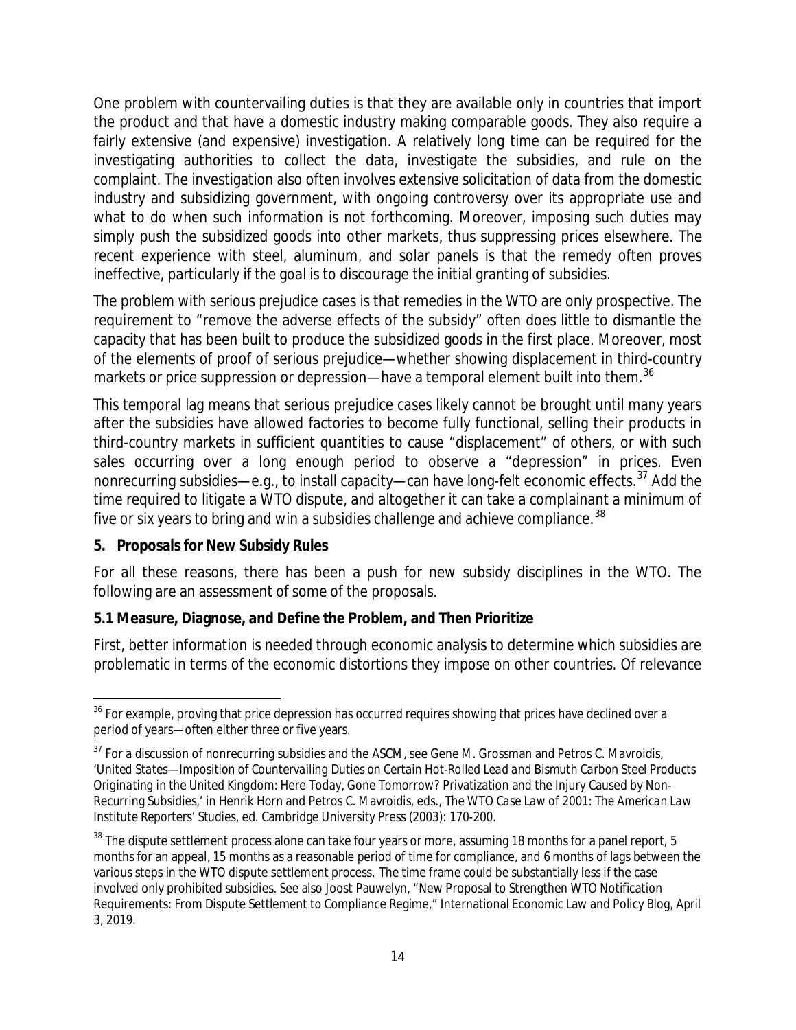One problem with countervailing duties is that they are available only in countries that import the product and that have a domestic industry making comparable goods. They also require a fairly extensive (and expensive) investigation. A relatively long time can be required for the investigating authorities to collect the data, investigate the subsidies, and rule on the complaint. The investigation also often involves extensive solicitation of data from the domestic industry and subsidizing government, with ongoing controversy over its appropriate use and what to do when such information is not forthcoming. Moreover, imposing such duties may simply push the subsidized goods into other markets, thus suppressing prices elsewhere. The recent experience with steel, aluminum, and solar panels is that the remedy often proves ineffective, particularly if the goal is to discourage the initial granting of subsidies.

The problem with serious prejudice cases is that remedies in the WTO are only prospective. The requirement to "remove the adverse effects of the subsidy" often does little to dismantle the capacity that has been built to produce the subsidized goods in the first place. Moreover, most of the elements of proof of serious prejudice—whether showing displacement in third-country markets or price suppression or depression—have a temporal element built into them.[36]

This temporal lag means that serious prejudice cases likely cannot be brought until many years after the subsidies have allowed factories to become fully functional, selling their products in third-country markets in sufficient quantities to cause "displacement" of others, or with such sales occurring over a long enough period to observe a "depression" in prices. Even nonrecurring subsidies—e.g., to install capacity—can have long-felt economic effects.[37] Add the time required to litigate a WTO dispute, and altogether it can take a complainant a minimum of five or six years to bring and win a subsidies challenge and achieve compliance.[38]

## 5. Proposals for New Subsidy Rules

For all these reasons, there has been a push for new subsidy disciplines in the WTO. The following are an assessment of some of the proposals.

### 5.1 Measure, Diagnose, and Define the Problem, and Then Prioritize

First, better information is needed through economic analysis to determine which subsidies are problematic in terms of the economic distortions they impose on other countries. Of relevance

---

[36] For example, proving that price depression has occurred requires showing that prices have declined over a period of years—often either three or five years.

[37] For a discussion of nonrecurring subsidies and the ASCM, see Gene M. Grossman and Petros C. Mavroidis, '*United States—Imposition of Countervailing Duties on Certain Hot-Rolled Lead and Bismuth Carbon Steel Products Originating in the United Kingdom*: Here Today, Gone Tomorrow? Privatization and the Injury Caused by Non-Recurring Subsidies,' in Henrik Horn and Petros C. Mavroidis, eds., *The WTO Case Law of 2001: The American Law Institute Reporters' Studies*, ed. Cambridge University Press (2003): 170-200.

[38] The dispute settlement process alone can take four years or more, assuming 18 months for a panel report, 5 months for an appeal, 15 months as a reasonable period of time for compliance, and 6 months of lags between the various steps in the WTO dispute settlement process. The time frame could be substantially less if the case involved only prohibited subsidies. See also Joost Pauwelyn, "New Proposal to Strengthen WTO Notification Requirements: From Dispute Settlement to Compliance Regime," International Economic Law and Policy Blog, April 3, 2019.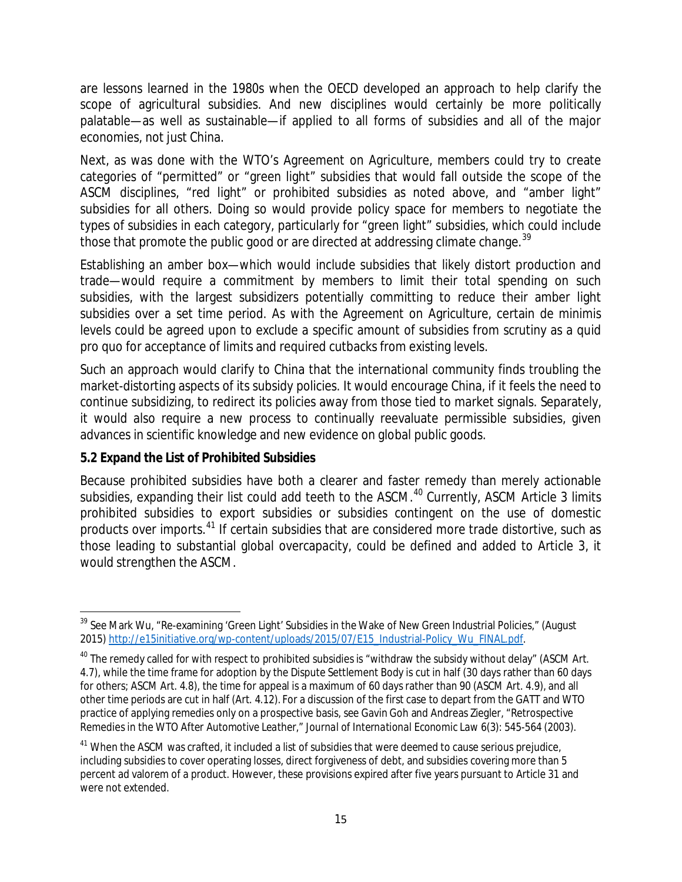are lessons learned in the 1980s when the OECD developed an approach to help clarify the scope of agricultural subsidies. And new disciplines would certainly be more politically palatable—as well as sustainable—if applied to all forms of subsidies and all of the major economies, not just China.

Next, as was done with the WTO's Agreement on Agriculture, members could try to create categories of "permitted" or "green light" subsidies that would fall outside the scope of the ASCM disciplines, "red light" or prohibited subsidies as noted above, and "amber light" subsidies for all others. Doing so would provide policy space for members to negotiate the types of subsidies in each category, particularly for "green light" subsidies, which could include those that promote the public good or are directed at addressing climate change.[39]

Establishing an amber box—which would include subsidies that likely distort production and trade—would require a commitment by members to limit their total spending on such subsidies, with the largest subsidizers potentially committing to reduce their amber light subsidies over a set time period. As with the Agreement on Agriculture, certain de minimis levels could be agreed upon to exclude a specific amount of subsidies from scrutiny as a quid pro quo for acceptance of limits and required cutbacks from existing levels.

Such an approach would clarify to China that the international community finds troubling the market-distorting aspects of its subsidy policies. It would encourage China, if it feels the need to continue subsidizing, to redirect its policies away from those tied to market signals. Separately, it would also require a new process to continually reevaluate permissible subsidies, given advances in scientific knowledge and new evidence on global public goods.

### 5.2 Expand the List of Prohibited Subsidies

Because prohibited subsidies have both a clearer and faster remedy than merely actionable subsidies, expanding their list could add teeth to the ASCM.[40] Currently, ASCM Article 3 limits prohibited subsidies to export subsidies or subsidies contingent on the use of domestic products over imports.[41] If certain subsidies that are considered more trade distortive, such as those leading to substantial global overcapacity, could be defined and added to Article 3, it would strengthen the ASCM.

---

[39] See Mark Wu, "Re-examining 'Green Light' Subsidies in the Wake of New Green Industrial Policies," (August 2015) http://e15initiative.org/wp-content/uploads/2015/07/E15_Industrial-Policy_Wu_FINAL.pdf.

[40] The remedy called for with respect to prohibited subsidies is "withdraw the subsidy without delay" (ASCM Art. 4.7), while the time frame for adoption by the Dispute Settlement Body is cut in half (30 days rather than 60 days for others; ASCM Art. 4.8), the time for appeal is a maximum of 60 days rather than 90 (ASCM Art. 4.9), and all other time periods are cut in half (Art. 4.12). For a discussion of the first case to depart from the GATT and WTO practice of applying remedies only on a prospective basis, see Gavin Goh and Andreas Ziegler, "Retrospective Remedies in the WTO After *Automotive Leather*," *Journal of International Economic Law* 6(3): 545-564 (2003).

[41] When the ASCM was crafted, it included a list of subsidies that were deemed to cause serious prejudice, including subsidies to cover operating losses, direct forgiveness of debt, and subsidies covering more than 5 percent ad valorem of a product. However, these provisions expired after five years pursuant to Article 31 and were not extended.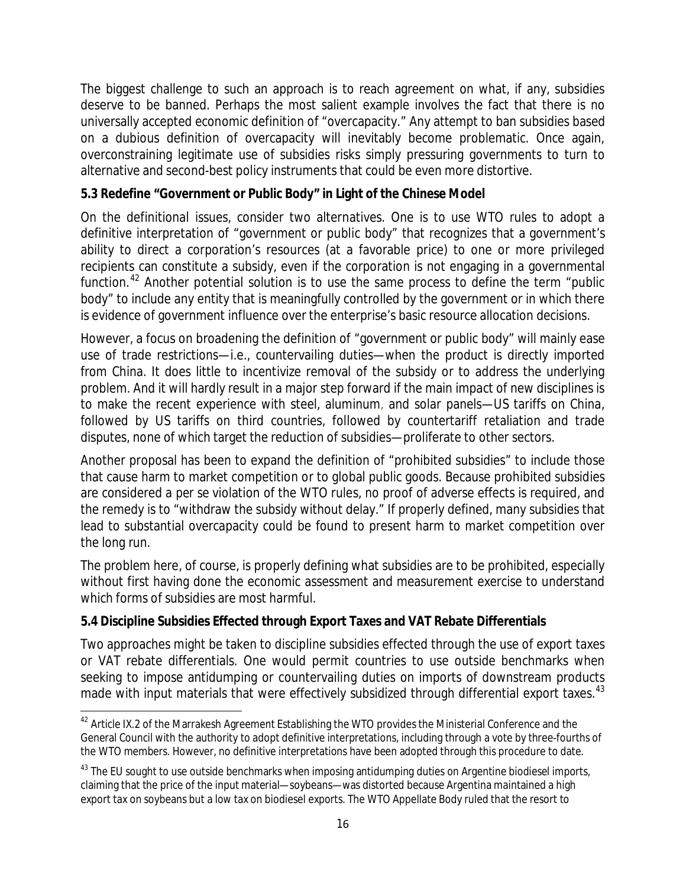The biggest challenge to such an approach is to reach agreement on what, if any, subsidies deserve to be banned. Perhaps the most salient example involves the fact that there is no universally accepted economic definition of "overcapacity." Any attempt to ban subsidies based on a dubious definition of overcapacity will inevitably become problematic. Once again, overconstraining legitimate use of subsidies risks simply pressuring governments to turn to alternative and second-best policy instruments that could be even more distortive.

### 5.3 Redefine "Government or Public Body" in Light of the Chinese Model

On the definitional issues, consider two alternatives. One is to use WTO rules to adopt a definitive interpretation of "government or public body" that recognizes that a government's ability to direct a corporation's resources (at a favorable price) to one or more privileged recipients can constitute a subsidy, even if the corporation is not engaging in a governmental function.[42] Another potential solution is to use the same process to define the term "public body" to include any entity that is meaningfully controlled by the government or in which there is evidence of government influence over the enterprise's basic resource allocation decisions.

However, a focus on broadening the definition of "government or public body" will mainly ease use of trade restrictions—i.e., countervailing duties—when the product is directly imported from China. It does little to incentivize removal of the subsidy or to address the underlying problem. And it will hardly result in a major step forward if the main impact of new disciplines is to make the recent experience with steel, aluminum, and solar panels—US tariffs on China, followed by US tariffs on third countries, followed by countertariff retaliation and trade disputes, none of which target the reduction of subsidies—proliferate to other sectors.

Another proposal has been to expand the definition of "prohibited subsidies" to include those that cause harm to market competition or to global public goods. Because prohibited subsidies are considered a per se violation of the WTO rules, no proof of adverse effects is required, and the remedy is to "withdraw the subsidy without delay." If properly defined, many subsidies that lead to substantial overcapacity could be found to present harm to market competition over the long run.

The problem here, of course, is properly defining what subsidies are to be prohibited, especially without first having done the economic assessment and measurement exercise to understand which forms of subsidies are most harmful.

### 5.4 Discipline Subsidies Effected through Export Taxes and VAT Rebate Differentials

Two approaches might be taken to discipline subsidies effected through the use of export taxes or VAT rebate differentials. One would permit countries to use outside benchmarks when seeking to impose antidumping or countervailing duties on imports of downstream products made with input materials that were effectively subsidized through differential export taxes.[43]

---

[42] Article IX.2 of the Marrakesh Agreement Establishing the WTO provides the Ministerial Conference and the General Council with the authority to adopt definitive interpretations, including through a vote by three-fourths of the WTO members. However, no definitive interpretations have been adopted through this procedure to date.

[43] The EU sought to use outside benchmarks when imposing antidumping duties on Argentine biodiesel imports, claiming that the price of the input material—soybeans—was distorted because Argentina maintained a high export tax on soybeans but a low tax on biodiesel exports. The WTO Appellate Body ruled that the resort to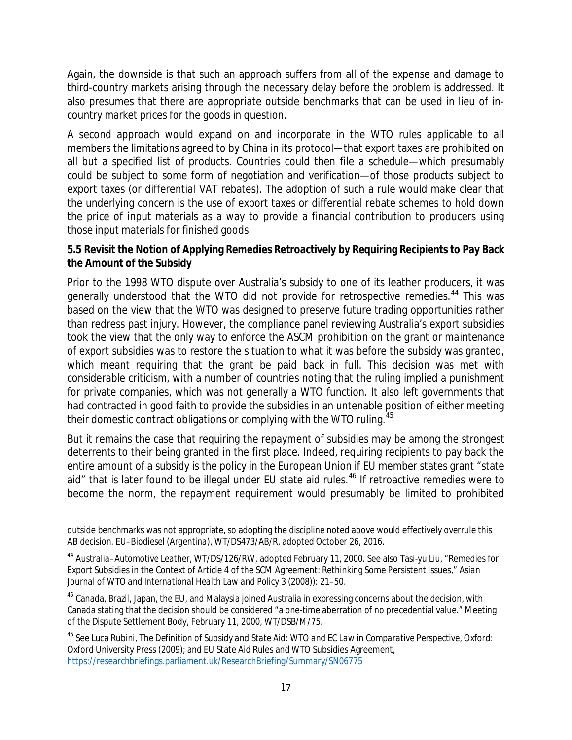Again, the downside is that such an approach suffers from all of the expense and damage to third-country markets arising through the necessary delay before the problem is addressed. It also presumes that there are appropriate outside benchmarks that can be used in lieu of in-country market prices for the goods in question.

A second approach would expand on and incorporate in the WTO rules applicable to all members the limitations agreed to by China in its protocol—that export taxes are prohibited on all but a specified list of products. Countries could then file a schedule—which presumably could be subject to some form of negotiation and verification—of those products subject to export taxes (or differential VAT rebates). The adoption of such a rule would make clear that the underlying concern is the use of export taxes or differential rebate schemes to hold down the price of input materials as a way to provide a financial contribution to producers using those input materials for finished goods.

### 5.5 Revisit the Notion of Applying Remedies Retroactively by Requiring Recipients to Pay Back the Amount of the Subsidy

Prior to the 1998 WTO dispute over Australia's subsidy to one of its leather producers, it was generally understood that the WTO did not provide for retrospective remedies.[44] This was based on the view that the WTO was designed to preserve future trading opportunities rather than redress past injury. However, the compliance panel reviewing Australia's export subsidies took the view that the only way to enforce the ASCM prohibition on the *grant or maintenance* of export subsidies was to restore the situation to what it was before the subsidy was granted, which meant requiring that the grant be paid back in full. This decision was met with considerable criticism, with a number of countries noting that the ruling implied a punishment for private companies, which was not generally a WTO function. It also left governments that had contracted in good faith to provide the subsidies in an untenable position of either meeting their domestic contract obligations or complying with the WTO ruling.[45]

But it remains the case that requiring the repayment of subsidies may be among the strongest deterrents to their being granted in the first place. Indeed, requiring recipients to pay back the entire amount of a subsidy is the policy in the European Union if EU member states grant "state aid" that is later found to be illegal under EU state aid rules.[46] If retroactive remedies were to become the norm, the repayment requirement would presumably be limited to prohibited

---

outside benchmarks was not appropriate, so adopting the discipline noted above would effectively overrule this AB decision. EU–Biodiesel (Argentina), WT/DS473/AB/R, adopted October 26, 2016.

[44] Australia–Automotive Leather, WT/DS/126/RW, adopted February 11, 2000. See also Tasi-yu Liu, "Remedies for Export Subsidies in the Context of Article 4 of the SCM Agreement: Rethinking Some Persistent Issues," *Asian Journal of WTO and International Health Law and Policy* 3 (2008)): 21–50.

[45] Canada, Brazil, Japan, the EU, and Malaysia joined Australia in expressing concerns about the decision, with Canada stating that the decision should be considered "a one-time aberration of no precedential value." Meeting of the Dispute Settlement Body, February 11, 2000, WT/DSB/M/75.

[46] See Luca Rubini, *The Definition of Subsidy and State Aid: WTO and EC Law in Comparative Perspective*, Oxford: Oxford University Press (2009); and EU State Aid Rules and WTO Subsidies Agreement, https://researchbriefings.parliament.uk/ResearchBriefing/Summary/SN06775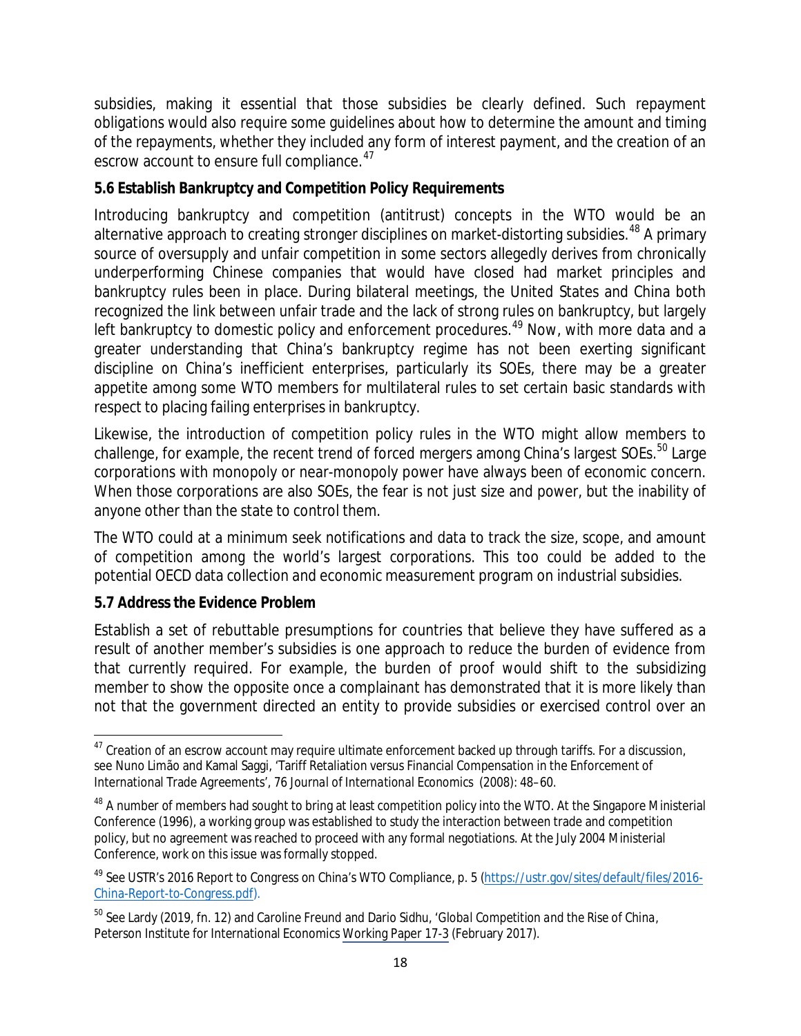subsidies, making it essential that those subsidies be clearly defined. Such repayment obligations would also require some guidelines about how to determine the amount and timing of the repayments, whether they included any form of interest payment, and the creation of an escrow account to ensure full compliance.[47]

### 5.6 Establish Bankruptcy and Competition Policy Requirements

Introducing bankruptcy and competition (antitrust) concepts in the WTO would be an alternative approach to creating stronger disciplines on market-distorting subsidies.[48] A primary source of oversupply and unfair competition in some sectors allegedly derives from chronically underperforming Chinese companies that would have closed had market principles and bankruptcy rules been in place. During bilateral meetings, the United States and China both recognized the link between unfair trade and the lack of strong rules on bankruptcy, but largely left bankruptcy to domestic policy and enforcement procedures.[49] Now, with more data and a greater understanding that China's bankruptcy regime has not been exerting significant discipline on China's inefficient enterprises, particularly its SOEs, there may be a greater appetite among some WTO members for multilateral rules to set certain basic standards with respect to placing failing enterprises in bankruptcy.

Likewise, the introduction of competition policy rules in the WTO might allow members to challenge, for example, the recent trend of forced mergers among China's largest SOEs.[50] Large corporations with monopoly or near-monopoly power have always been of economic concern. When those corporations are also SOEs, the fear is not just size and power, but the inability of anyone other than the state to control them.

The WTO could at a minimum seek notifications and data to track the size, scope, and amount of competition among the world's largest corporations. This too could be added to the potential OECD data collection and economic measurement program on industrial subsidies.

### 5.7 Address the Evidence Problem

Establish a set of rebuttable presumptions for countries that believe they have suffered as a result of another member's subsidies is one approach to reduce the burden of evidence from that currently required. For example, the burden of proof would shift to the subsidizing member to show the opposite once a complainant has demonstrated that it is more likely than not that the government directed an entity to provide subsidies or exercised control over an

---

[47] Creation of an escrow account may require ultimate enforcement backed up through tariffs. For a discussion, see Nuno Limão and Kamal Saggi, 'Tariff Retaliation versus Financial Compensation in the Enforcement of International Trade Agreements', 76 *Journal of International Economics* (2008): 48–60.

[48] A number of members had sought to bring at least competition policy into the WTO. At the Singapore Ministerial Conference (1996), a working group was established to study the interaction between trade and competition policy, but no agreement was reached to proceed with any formal negotiations. At the July 2004 Ministerial Conference, work on this issue was formally stopped.

[49] See USTR's 2016 Report to Congress on China's WTO Compliance, p. 5 (https://ustr.gov/sites/default/files/2016-China-Report-to-Congress.pdf).

[50] See Lardy (2019, fn. 12) and Caroline Freund and Dario Sidhu, '*Global Competition and the Rise of China*, Peterson Institute for International Economics Working Paper 17-3 (February 2017).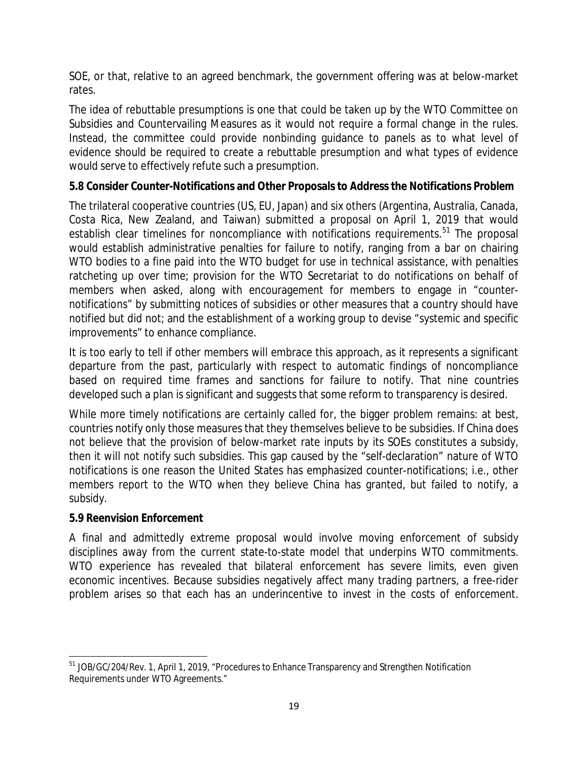SOE, or that, relative to an agreed benchmark, the government offering was at below-market rates.

The idea of rebuttable presumptions is one that could be taken up by the WTO Committee on Subsidies and Countervailing Measures as it would not require a formal change in the rules. Instead, the committee could provide nonbinding guidance to panels as to what level of evidence should be required to create a rebuttable presumption and what types of evidence would serve to effectively refute such a presumption.

**5.8 Consider Counter-Notifications and Other Proposals to Address the Notifications Problem**

The trilateral cooperative countries (US, EU, Japan) and six others (Argentina, Australia, Canada, Costa Rica, New Zealand, and Taiwan) submitted a proposal on April 1, 2019 that would establish clear timelines for noncompliance with notifications requirements.[51] The proposal would establish administrative penalties for failure to notify, ranging from a bar on chairing WTO bodies to a fine paid into the WTO budget for use in technical assistance, with penalties ratcheting up over time; provision for the WTO Secretariat to do notifications on behalf of members when asked, along with encouragement for members to engage in "counter-notifications" by submitting notices of subsidies or other measures that a country should have notified but did not; and the establishment of a working group to devise "systemic and specific improvements" to enhance compliance.

It is too early to tell if other members will embrace this approach, as it represents a significant departure from the past, particularly with respect to automatic findings of noncompliance based on required time frames and sanctions for failure to notify. That nine countries developed such a plan is significant and suggests that some reform to transparency is desired.

While more timely notifications are certainly called for, the bigger problem remains: at best, countries notify only those measures that they themselves believe to be subsidies. If China does not believe that the provision of below-market rate inputs by its SOEs constitutes a subsidy, then it will not notify such subsidies. This gap caused by the "self-declaration" nature of WTO notifications is one reason the United States has emphasized counter-notifications; i.e., other members report to the WTO when they believe China has granted, but failed to notify, a subsidy.

**5.9 Reenvision Enforcement**

A final and admittedly extreme proposal would involve moving enforcement of subsidy disciplines away from the current state-to-state model that underpins WTO commitments. WTO experience has revealed that bilateral enforcement has severe limits, even given economic incentives. Because subsidies negatively affect many trading partners, a free-rider problem arises so that each has an underincentive to invest in the costs of enforcement.

---

[51] JOB/GC/204/Rev. 1, April 1, 2019, "Procedures to Enhance Transparency and Strengthen Notification Requirements under WTO Agreements."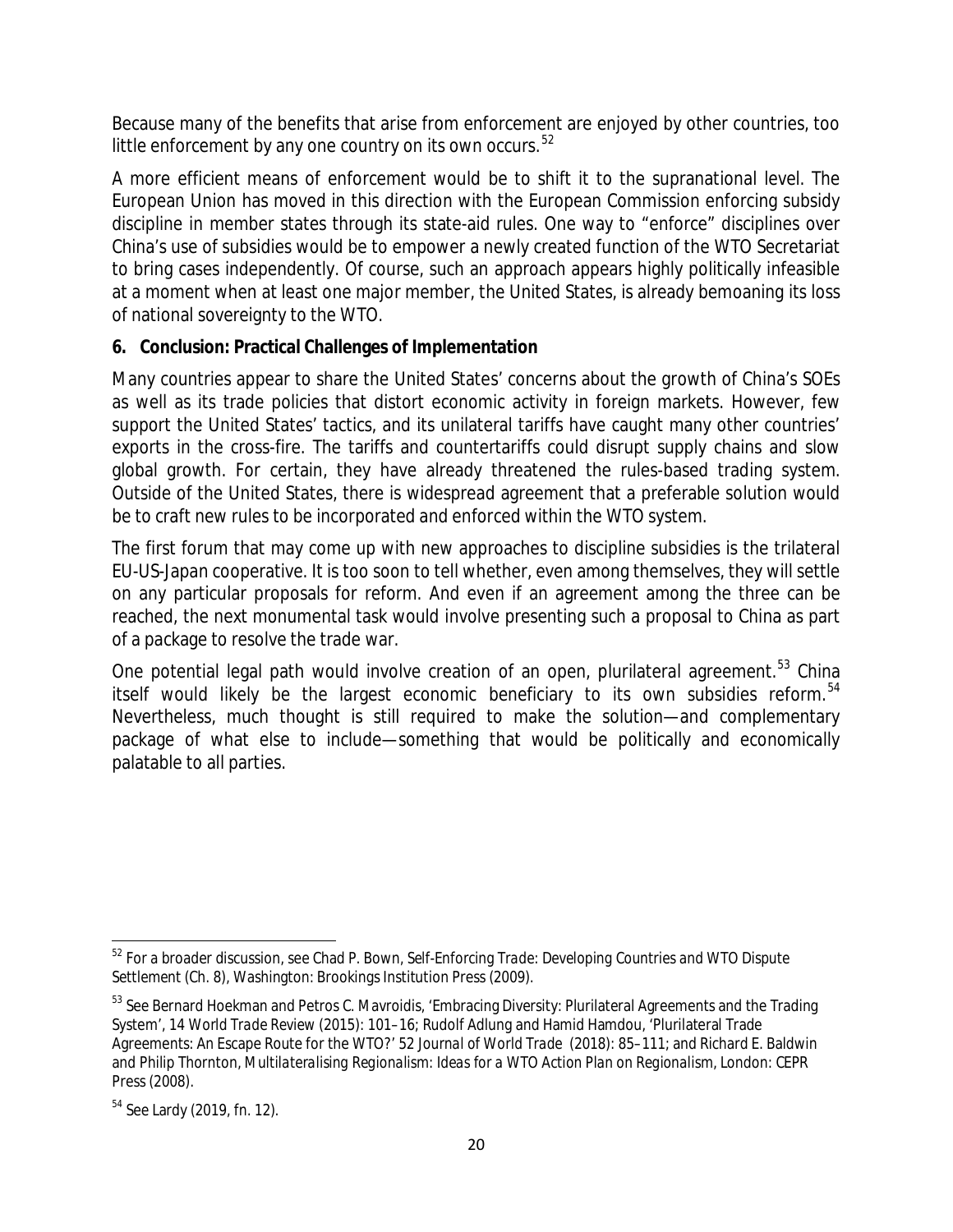Because many of the benefits that arise from enforcement are enjoyed by other countries, too little enforcement by any one country on its own occurs.[52]

A more efficient means of enforcement would be to shift it to the supranational level. The European Union has moved in this direction with the European Commission enforcing subsidy discipline in member states through its state-aid rules. One way to "enforce" disciplines over China's use of subsidies would be to empower a newly created function of the WTO Secretariat to bring cases independently. Of course, such an approach appears highly politically infeasible at a moment when at least one major member, the United States, is already bemoaning its loss of national sovereignty to the WTO.

## 6. Conclusion: Practical Challenges of Implementation

Many countries appear to share the United States' concerns about the growth of China's SOEs as well as its trade policies that distort economic activity in foreign markets. However, few support the United States' tactics, and its unilateral tariffs have caught many other countries' exports in the cross-fire. The tariffs and countertariffs could disrupt supply chains and slow global growth. For certain, they have already threatened the rules-based trading system. Outside of the United States, there is widespread agreement that a preferable solution would be to craft new rules to be incorporated and enforced within the WTO system.

The first forum that may come up with new approaches to discipline subsidies is the trilateral EU-US-Japan cooperative. It is too soon to tell whether, even among themselves, they will settle on any particular proposals for reform. And even if an agreement among the three can be reached, the next monumental task would involve presenting such a proposal to China as part of a package to resolve the trade war.

One potential legal path would involve creation of an open, plurilateral agreement.[53] China itself would likely be the largest economic beneficiary to its own subsidies reform.[54] Nevertheless, much thought is still required to make the solution—and complementary package of what else to include—something that would be politically and economically palatable to all parties.

---

[52] For a broader discussion, see Chad P. Bown, *Self-Enforcing Trade: Developing Countries and WTO Dispute Settlement* (Ch. 8), Washington: Brookings Institution Press (2009).

[53] See Bernard Hoekman and Petros C. Mavroidis, 'Embracing Diversity: Plurilateral Agreements and the Trading System', 14 *World Trade Review* (2015): 101–16; Rudolf Adlung and Hamid Hamdou, 'Plurilateral Trade Agreements: An Escape Route for the WTO?' 52 *Journal of World Trade* (2018): 85–111; and Richard E. Baldwin and Philip Thornton, *Multilateralising Regionalism: Ideas for a WTO Action Plan on Regionalism*, London: CEPR Press (2008).

[54] See Lardy (2019, fn. 12).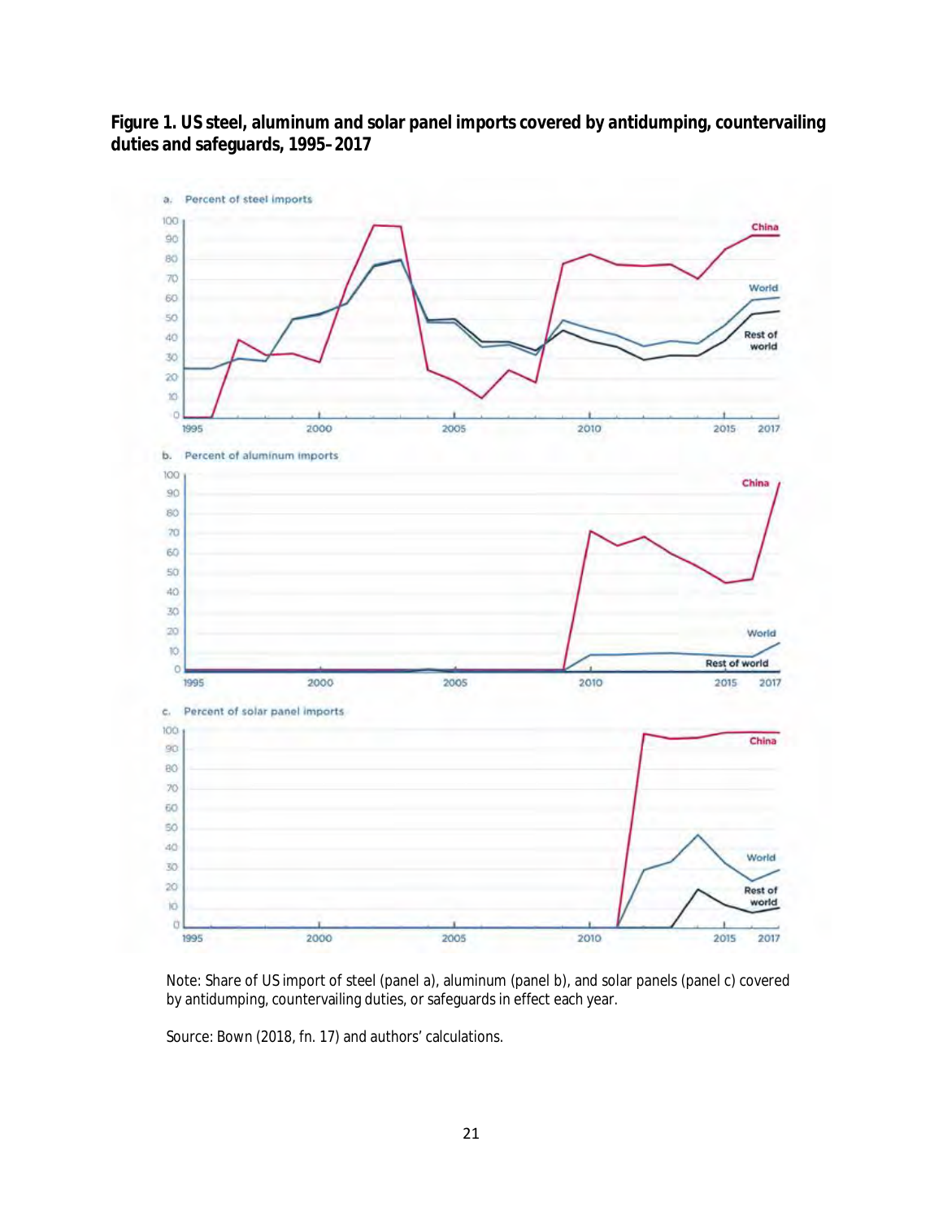**Figure 1. US steel, aluminum and solar panel imports covered by antidumping, countervailing duties and safeguards, 1995–2017**

Note: Share of US import of steel (panel a), aluminum (panel b), and solar panels (panel c) covered by antidumping, countervailing duties, or safeguards in effect each year.

Source: Bown (2018, fn. 17) and authors' calculations.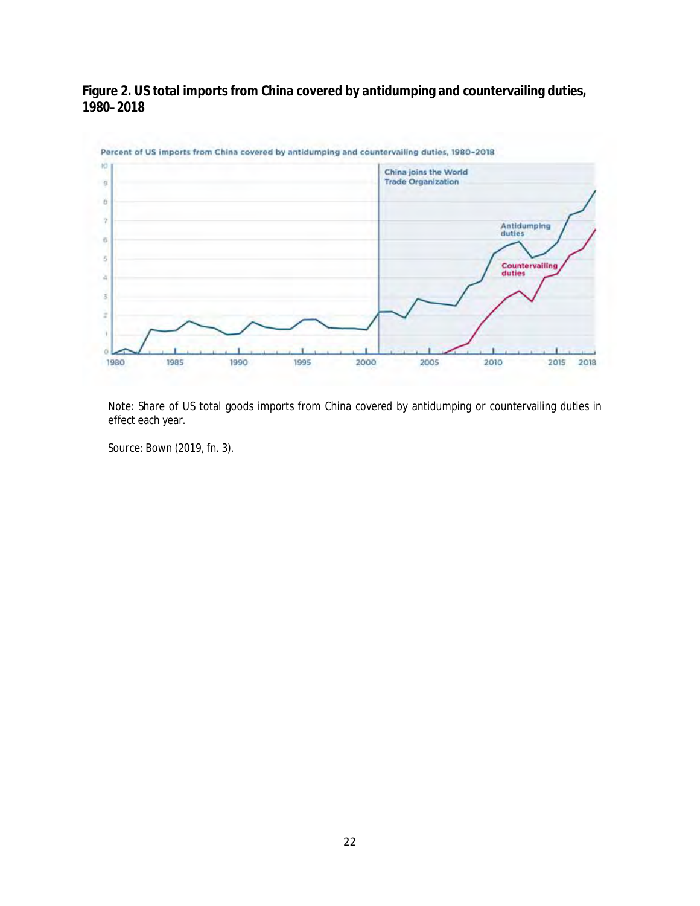**Figure 2. US total imports from China covered by antidumping and countervailing duties, 1980–2018**

Percent of US imports from China covered by antidumping and countervailing duties, 1980–2018

10
9
8
7
6
5
4
3
2
1
0

1980 1985 1990 1995 2000 2005 2010 2015 2018

China joins the World Trade Organization

Antidumping duties

Countervailing duties

Note: Share of US total goods imports from China covered by antidumping or countervailing duties in effect each year.

Source: Bown (2019, fn. 3).